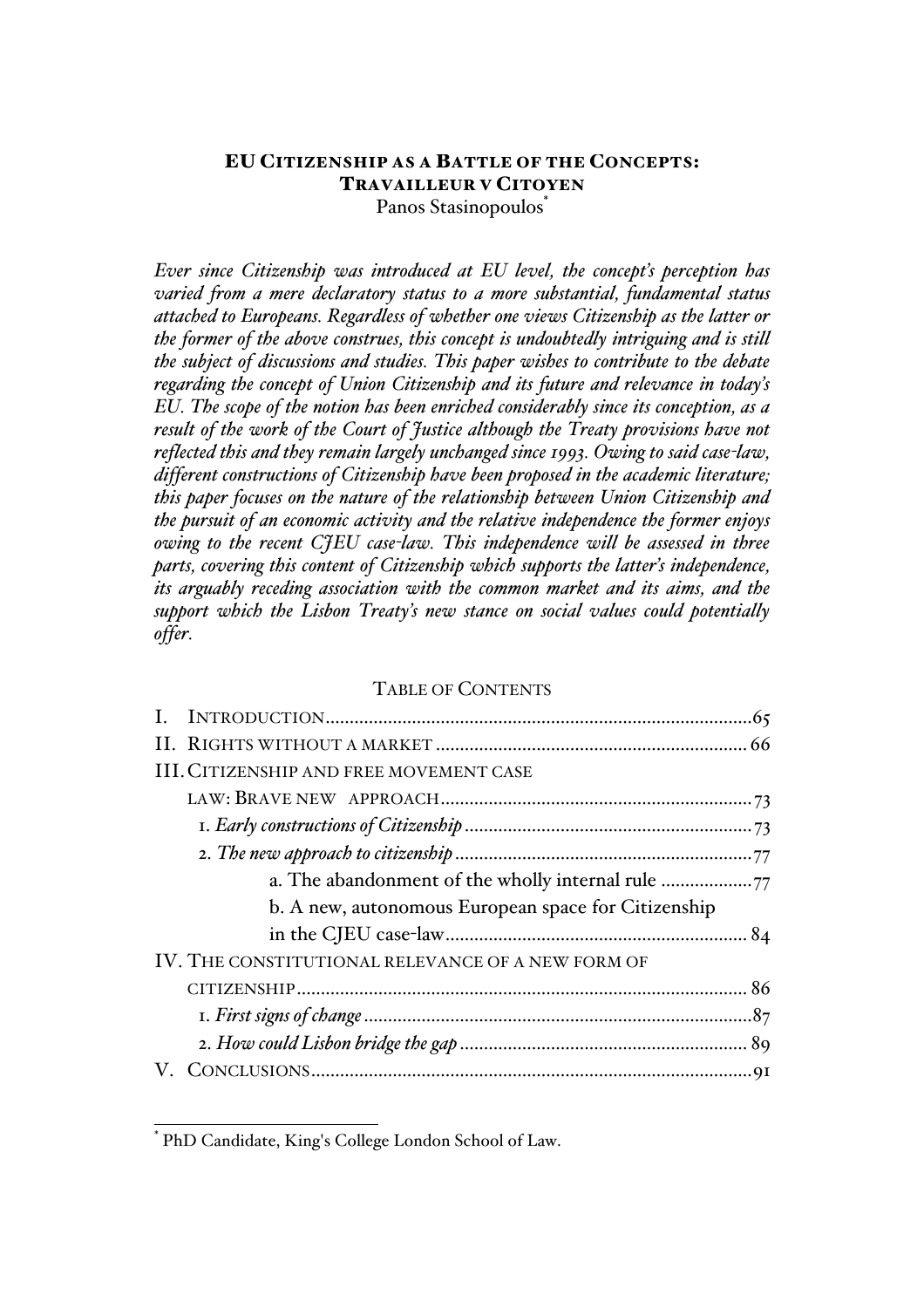# EU CITIZENSHIP AS A BATTLE OF THE CONCEPTS: TRAVAILLEUR V CITOYEN

Panos Stasinopoulos*

*Ever since Citizenship was introduced at EU level, the concept's perception has varied from a mere declaratory status to a more substantial, fundamental status attached to Europeans. Regardless of whether one views Citizenship as the latter or the former of the above construes, this concept is undoubtedly intriguing and is still the subject of discussions and studies. This paper wishes to contribute to the debate regarding the concept of Union Citizenship and its future and relevance in today's EU. The scope of the notion has been enriched considerably since its conception, as a result of the work of the Court of Justice although the Treaty provisions have not reflected this and they remain largely unchanged since 1993. Owing to said case-law, different constructions of Citizenship have been proposed in the academic literature; this paper focuses on the nature of the relationship between Union Citizenship and the pursuit of an economic activity and the relative independence the former enjoys owing to the recent CJEU case-law. This independence will be assessed in three parts, covering this content of Citizenship which supports the latter's independence, its arguably receding association with the common market and its aims, and the support which the Lisbon Treaty's new stance on social values could potentially offer.*

TABLE OF CONTENTS

I. INTRODUCTION ........ 65
II. RIGHTS WITHOUT A MARKET ........ 66
III. CITIZENSHIP AND FREE MOVEMENT CASE LAW: BRAVE NEW APPROACH ........ 73
  1. *Early constructions of Citizenship* ........ 73
  2. *The new approach to citizenship* ........ 77
    a. The abandonment of the wholly internal rule ........ 77
    b. A new, autonomous European space for Citizenship in the CJEU case-law ........ 84
IV. THE CONSTITUTIONAL RELEVANCE OF A NEW FORM OF CITIZENSHIP ........ 86
  1. *First signs of change* ........ 87
  2. *How could Lisbon bridge the gap* ........ 89
V. CONCLUSIONS ........ 91

* PhD Candidate, King's College London School of Law.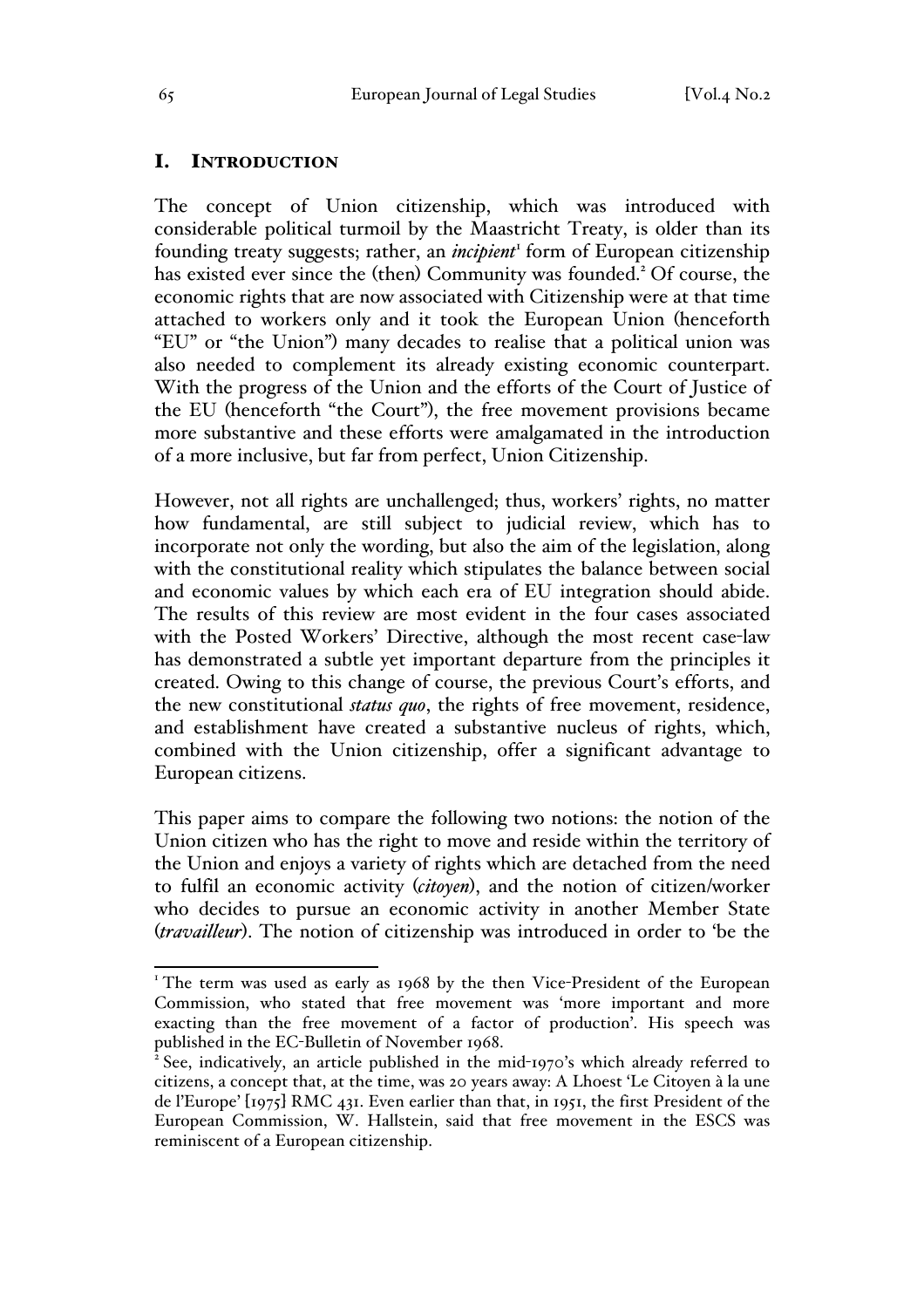## I. Introduction

The concept of Union citizenship, which was introduced with considerable political turmoil by the Maastricht Treaty, is older than its founding treaty suggests; rather, an *incipient*[1] form of European citizenship has existed ever since the (then) Community was founded.[2] Of course, the economic rights that are now associated with Citizenship were at that time attached to workers only and it took the European Union (henceforth "EU" or "the Union") many decades to realise that a political union was also needed to complement its already existing economic counterpart. With the progress of the Union and the efforts of the Court of Justice of the EU (henceforth "the Court"), the free movement provisions became more substantive and these efforts were amalgamated in the introduction of a more inclusive, but far from perfect, Union Citizenship.

However, not all rights are unchallenged; thus, workers' rights, no matter how fundamental, are still subject to judicial review, which has to incorporate not only the wording, but also the aim of the legislation, along with the constitutional reality which stipulates the balance between social and economic values by which each era of EU integration should abide. The results of this review are most evident in the four cases associated with the Posted Workers' Directive, although the most recent case-law has demonstrated a subtle yet important departure from the principles it created. Owing to this change of course, the previous Court's efforts, and the new constitutional *status quo*, the rights of free movement, residence, and establishment have created a substantive nucleus of rights, which, combined with the Union citizenship, offer a significant advantage to European citizens.

This paper aims to compare the following two notions: the notion of the Union citizen who has the right to move and reside within the territory of the Union and enjoys a variety of rights which are detached from the need to fulfil an economic activity (*citoyen*), and the notion of citizen/worker who decides to pursue an economic activity in another Member State (*travailleur*). The notion of citizenship was introduced in order to 'be the

---

[1] The term was used as early as 1968 by the then Vice-President of the European Commission, who stated that free movement was 'more important and more exacting than the free movement of a factor of production'. His speech was published in the EC-Bulletin of November 1968.

[2] See, indicatively, an article published in the mid-1970's which already referred to citizens, a concept that, at the time, was 20 years away: A Lhoest 'Le Citoyen à la une de l'Europe' [1975] RMC 431. Even earlier than that, in 1951, the first President of the European Commission, W. Hallstein, said that free movement in the ESCS was reminiscent of a European citizenship.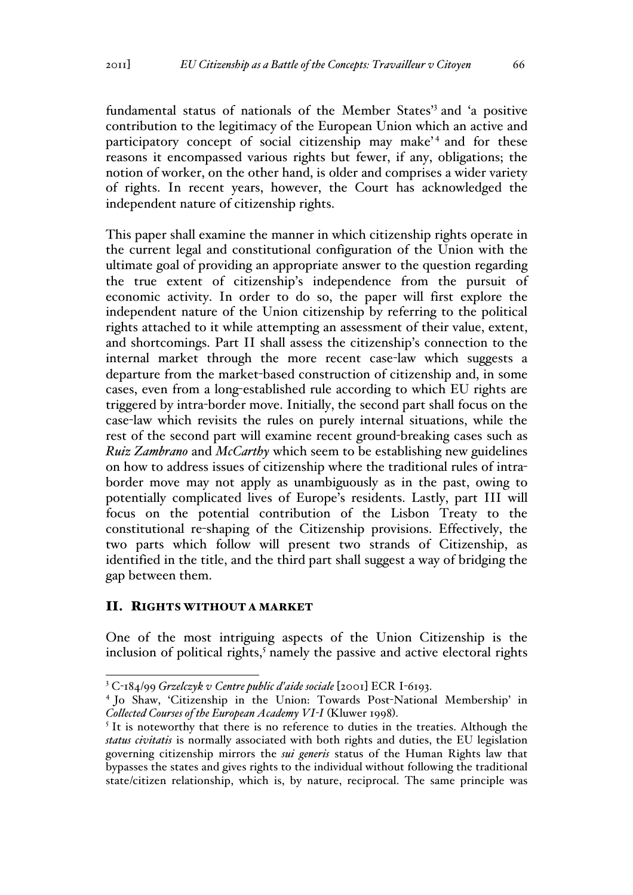fundamental status of nationals of the Member States'[3] and 'a positive contribution to the legitimacy of the European Union which an active and participatory concept of social citizenship may make'[4] and for these reasons it encompassed various rights but fewer, if any, obligations; the notion of worker, on the other hand, is older and comprises a wider variety of rights. In recent years, however, the Court has acknowledged the independent nature of citizenship rights.

This paper shall examine the manner in which citizenship rights operate in the current legal and constitutional configuration of the Union with the ultimate goal of providing an appropriate answer to the question regarding the true extent of citizenship's independence from the pursuit of economic activity. In order to do so, the paper will first explore the independent nature of the Union citizenship by referring to the political rights attached to it while attempting an assessment of their value, extent, and shortcomings. Part II shall assess the citizenship's connection to the internal market through the more recent case-law which suggests a departure from the market-based construction of citizenship and, in some cases, even from a long-established rule according to which EU rights are triggered by intra-border move. Initially, the second part shall focus on the case-law which revisits the rules on purely internal situations, while the rest of the second part will examine recent ground-breaking cases such as *Ruiz Zambrano* and *McCarthy* which seem to be establishing new guidelines on how to address issues of citizenship where the traditional rules of intra-border move may not apply as unambiguously as in the past, owing to potentially complicated lives of Europe's residents. Lastly, part III will focus on the potential contribution of the Lisbon Treaty to the constitutional re-shaping of the Citizenship provisions. Effectively, the two parts which follow will present two strands of Citizenship, as identified in the title, and the third part shall suggest a way of bridging the gap between them.

## II. Rights without a market

One of the most intriguing aspects of the Union Citizenship is the inclusion of political rights,[5] namely the passive and active electoral rights

---

[3] C-184/99 *Grzelczyk v Centre public d'aide sociale* [2001] ECR I-6193.

[4] Jo Shaw, 'Citizenship in the Union: Towards Post-National Membership' in *Collected Courses of the European Academy VI-I* (Kluwer 1998).

[5] It is noteworthy that there is no reference to duties in the treaties. Although the *status civitatis* is normally associated with both rights and duties, the EU legislation governing citizenship mirrors the *sui generis* status of the Human Rights law that bypasses the states and gives rights to the individual without following the traditional state/citizen relationship, which is, by nature, reciprocal. The same principle was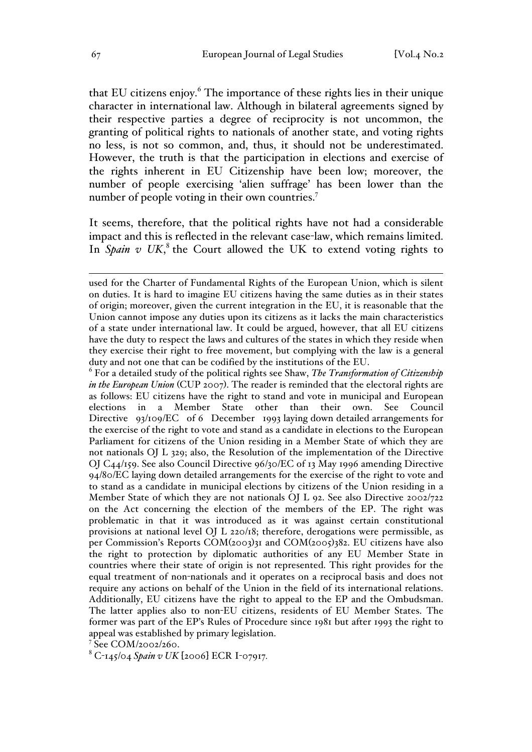that EU citizens enjoy.[6] The importance of these rights lies in their unique character in international law. Although in bilateral agreements signed by their respective parties a degree of reciprocity is not uncommon, the granting of political rights to nationals of another state, and voting rights no less, is not so common, and, thus, it should not be underestimated. However, the truth is that the participation in elections and exercise of the rights inherent in EU Citizenship have been low; moreover, the number of people exercising 'alien suffrage' has been lower than the number of people voting in their own countries.[7]

It seems, therefore, that the political rights have not had a considerable impact and this is reflected in the relevant case-law, which remains limited. In *Spain v UK*,[8] the Court allowed the UK to extend voting rights to

---

used for the Charter of Fundamental Rights of the European Union, which is silent on duties. It is hard to imagine EU citizens having the same duties as in their states of origin; moreover, given the current integration in the EU, it is reasonable that the Union cannot impose any duties upon its citizens as it lacks the main characteristics of a state under international law. It could be argued, however, that all EU citizens have the duty to respect the laws and cultures of the states in which they reside when they exercise their right to free movement, but complying with the law is a general duty and not one that can be codified by the institutions of the EU.

[6] For a detailed study of the political rights see Shaw, *The Transformation of Citizenship in the European Union* (CUP 2007). The reader is reminded that the electoral rights are as follows: EU citizens have the right to stand and vote in municipal and European elections in a Member State other than their own. See Council Directive 93/109/EC of 6 December 1993 laying down detailed arrangements for the exercise of the right to vote and stand as a candidate in elections to the European Parliament for citizens of the Union residing in a Member State of which they are not nationals OJ L 329; also, the Resolution of the implementation of the Directive OJ C44/159. See also Council Directive 96/30/EC of 13 May 1996 amending Directive 94/80/EC laying down detailed arrangements for the exercise of the right to vote and to stand as a candidate in municipal elections by citizens of the Union residing in a Member State of which they are not nationals OJ L 92. See also Directive 2002/722 on the Act concerning the election of the members of the EP. The right was problematic in that it was introduced as it was against certain constitutional provisions at national level OJ L 220/18; therefore, derogations were permissible, as per Commission's Reports COM(2003)31 and COM(2005)382. EU citizens have also the right to protection by diplomatic authorities of any EU Member State in countries where their state of origin is not represented. This right provides for the equal treatment of non-nationals and it operates on a reciprocal basis and does not require any actions on behalf of the Union in the field of its international relations. Additionally, EU citizens have the right to appeal to the EP and the Ombudsman. The latter applies also to non-EU citizens, residents of EU Member States. The former was part of the EP's Rules of Procedure since 1981 but after 1993 the right to appeal was established by primary legislation.

[7] See COM/2002/260.

[8] C-145/04 *Spain v UK* [2006] ECR I-07917.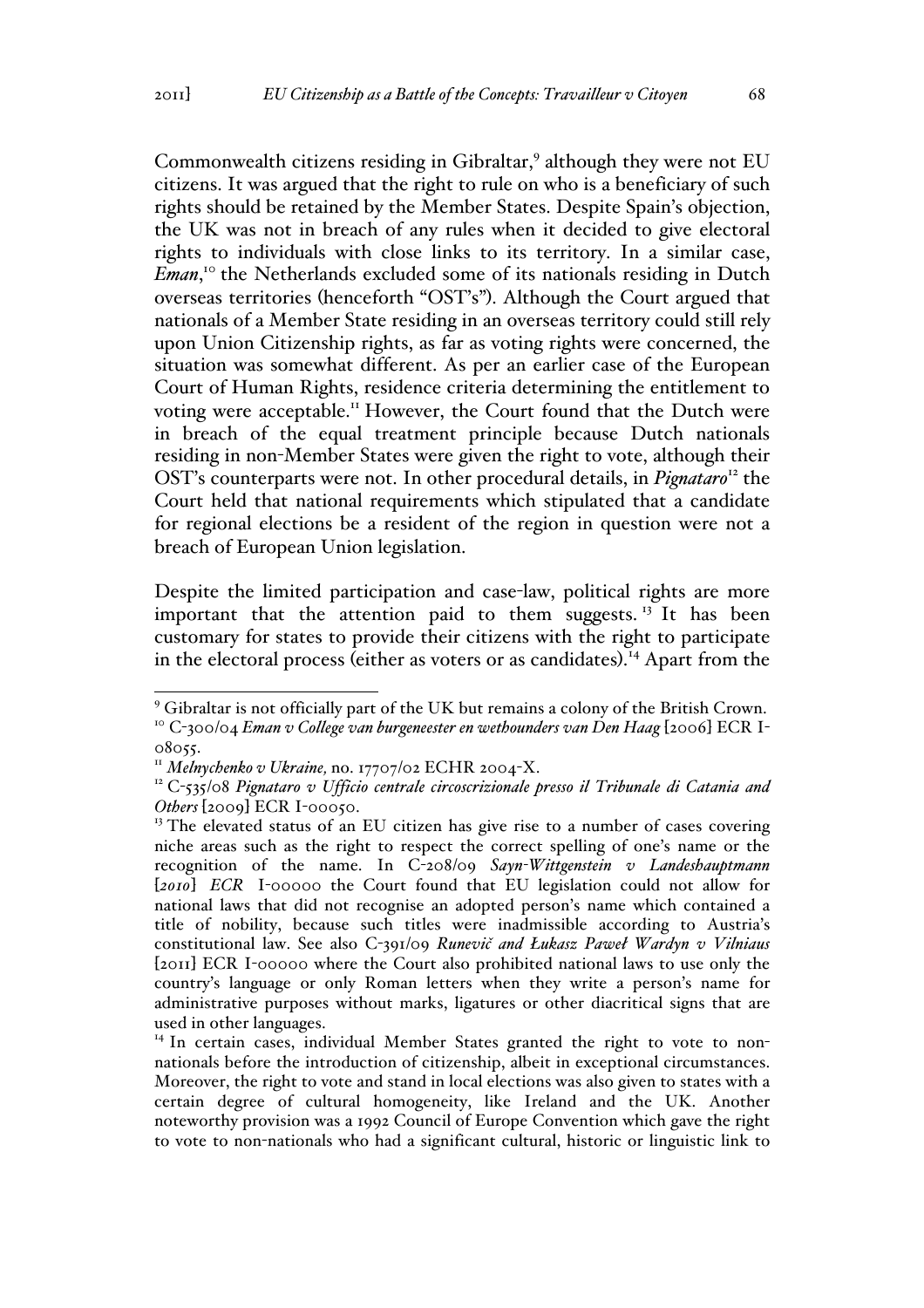Commonwealth citizens residing in Gibraltar,[9] although they were not EU citizens. It was argued that the right to rule on who is a beneficiary of such rights should be retained by the Member States. Despite Spain's objection, the UK was not in breach of any rules when it decided to give electoral rights to individuals with close links to its territory. In a similar case, ***Eman***,[10] the Netherlands excluded some of its nationals residing in Dutch overseas territories (henceforth "OST's"). Although the Court argued that nationals of a Member State residing in an overseas territory could still rely upon Union Citizenship rights, as far as voting rights were concerned, the situation was somewhat different. As per an earlier case of the European Court of Human Rights, residence criteria determining the entitlement to voting were acceptable.[11] However, the Court found that the Dutch were in breach of the equal treatment principle because Dutch nationals residing in non-Member States were given the right to vote, although their OST's counterparts were not. In other procedural details, in ***Pignataro***[12] the Court held that national requirements which stipulated that a candidate for regional elections be a resident of the region in question were not a breach of European Union legislation.

Despite the limited participation and case-law, political rights are more important that the attention paid to them suggests.[13] It has been customary for states to provide their citizens with the right to participate in the electoral process (either as voters or as candidates).[14] Apart from the

---

[9] Gibraltar is not officially part of the UK but remains a colony of the British Crown.

[10] C-300/04 *Eman v College van burgeneester en wethounders van Den Haag* [2006] ECR I-08055.

[11] *Melnychenko v Ukraine,* no. 17707/02 ECHR 2004-X.

[12] C-535/08 *Pignataro v Ufficio centrale circoscrizionale presso il Tribunale di Catania and Others* [2009] ECR I-00050.

[13] The elevated status of an EU citizen has give rise to a number of cases covering niche areas such as the right to respect the correct spelling of one's name or the recognition of the name. In C-208/09 *Sayn-Wittgenstein v Landeshauptmann [2010] ECR* I-00000 the Court found that EU legislation could not allow for national laws that did not recognise an adopted person's name which contained a title of nobility, because such titles were inadmissible according to Austria's constitutional law. See also C-391/09 *Runevič and Łukasz Paweł Wardyn v Vilniaus* [2011] ECR I-00000 where the Court also prohibited national laws to use only the country's language or only Roman letters when they write a person's name for administrative purposes without marks, ligatures or other diacritical signs that are used in other languages.

[14] In certain cases, individual Member States granted the right to vote to non-nationals before the introduction of citizenship, albeit in exceptional circumstances. Moreover, the right to vote and stand in local elections was also given to states with a certain degree of cultural homogeneity, like Ireland and the UK. Another noteworthy provision was a 1992 Council of Europe Convention which gave the right to vote to non-nationals who had a significant cultural, historic or linguistic link to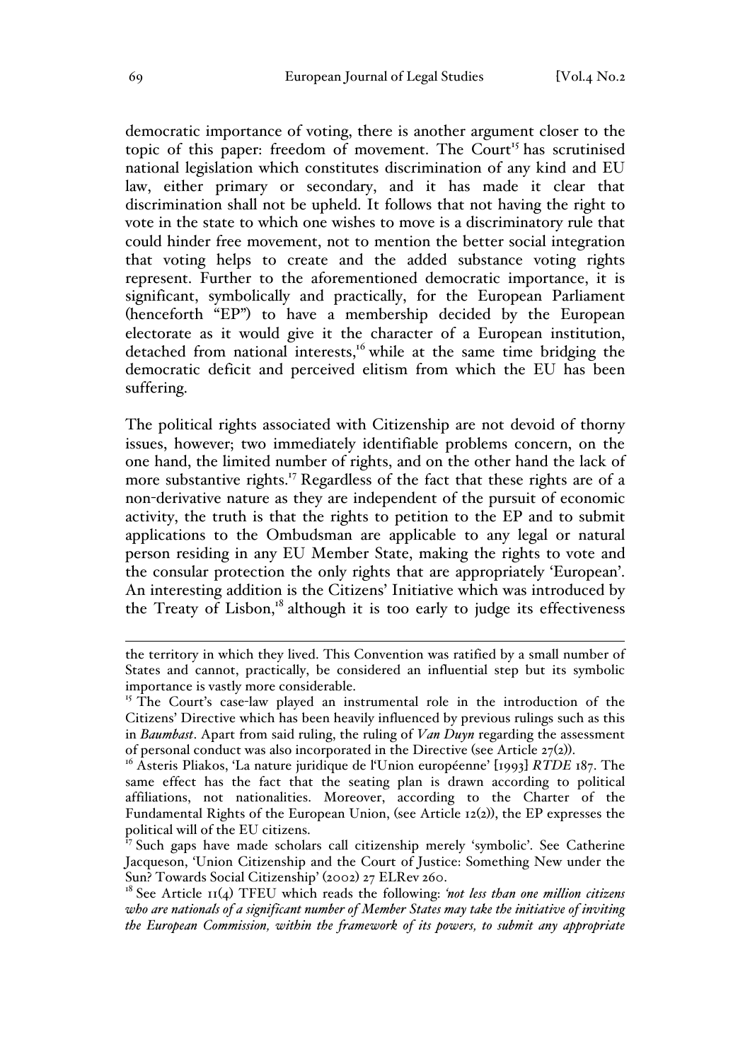democratic importance of voting, there is another argument closer to the topic of this paper: freedom of movement. The Court[15] has scrutinised national legislation which constitutes discrimination of any kind and EU law, either primary or secondary, and it has made it clear that discrimination shall not be upheld. It follows that not having the right to vote in the state to which one wishes to move is a discriminatory rule that could hinder free movement, not to mention the better social integration that voting helps to create and the added substance voting rights represent. Further to the aforementioned democratic importance, it is significant, symbolically and practically, for the European Parliament (henceforth "EP") to have a membership decided by the European electorate as it would give it the character of a European institution, detached from national interests,[16] while at the same time bridging the democratic deficit and perceived elitism from which the EU has been suffering.

The political rights associated with Citizenship are not devoid of thorny issues, however; two immediately identifiable problems concern, on the one hand, the limited number of rights, and on the other hand the lack of more substantive rights.[17] Regardless of the fact that these rights are of a non-derivative nature as they are independent of the pursuit of economic activity, the truth is that the rights to petition to the EP and to submit applications to the Ombudsman are applicable to any legal or natural person residing in any EU Member State, making the rights to vote and the consular protection the only rights that are appropriately 'European'. An interesting addition is the Citizens' Initiative which was introduced by the Treaty of Lisbon,[18] although it is too early to judge its effectiveness

---

the territory in which they lived. This Convention was ratified by a small number of States and cannot, practically, be considered an influential step but its symbolic importance is vastly more considerable.

[15] The Court's case-law played an instrumental role in the introduction of the Citizens' Directive which has been heavily influenced by previous rulings such as this in *Baumbast*. Apart from said ruling, the ruling of *Van Duyn* regarding the assessment of personal conduct was also incorporated in the Directive (see Article 27(2)).

[16] Asteris Pliakos, 'La nature juridique de l'Union européenne' [1993] *RTDE* 187. The same effect has the fact that the seating plan is drawn according to political affiliations, not nationalities. Moreover, according to the Charter of the Fundamental Rights of the European Union, (see Article 12(2)), the EP expresses the political will of the EU citizens.

[17] Such gaps have made scholars call citizenship merely 'symbolic'. See Catherine Jacqueson, 'Union Citizenship and the Court of Justice: Something New under the Sun? Towards Social Citizenship' (2002) 27 ELRev 260.

[18] See Article 11(4) TFEU which reads the following: *'not less than one million citizens who are nationals of a significant number of Member States may take the initiative of inviting the European Commission, within the framework of its powers, to submit any appropriate*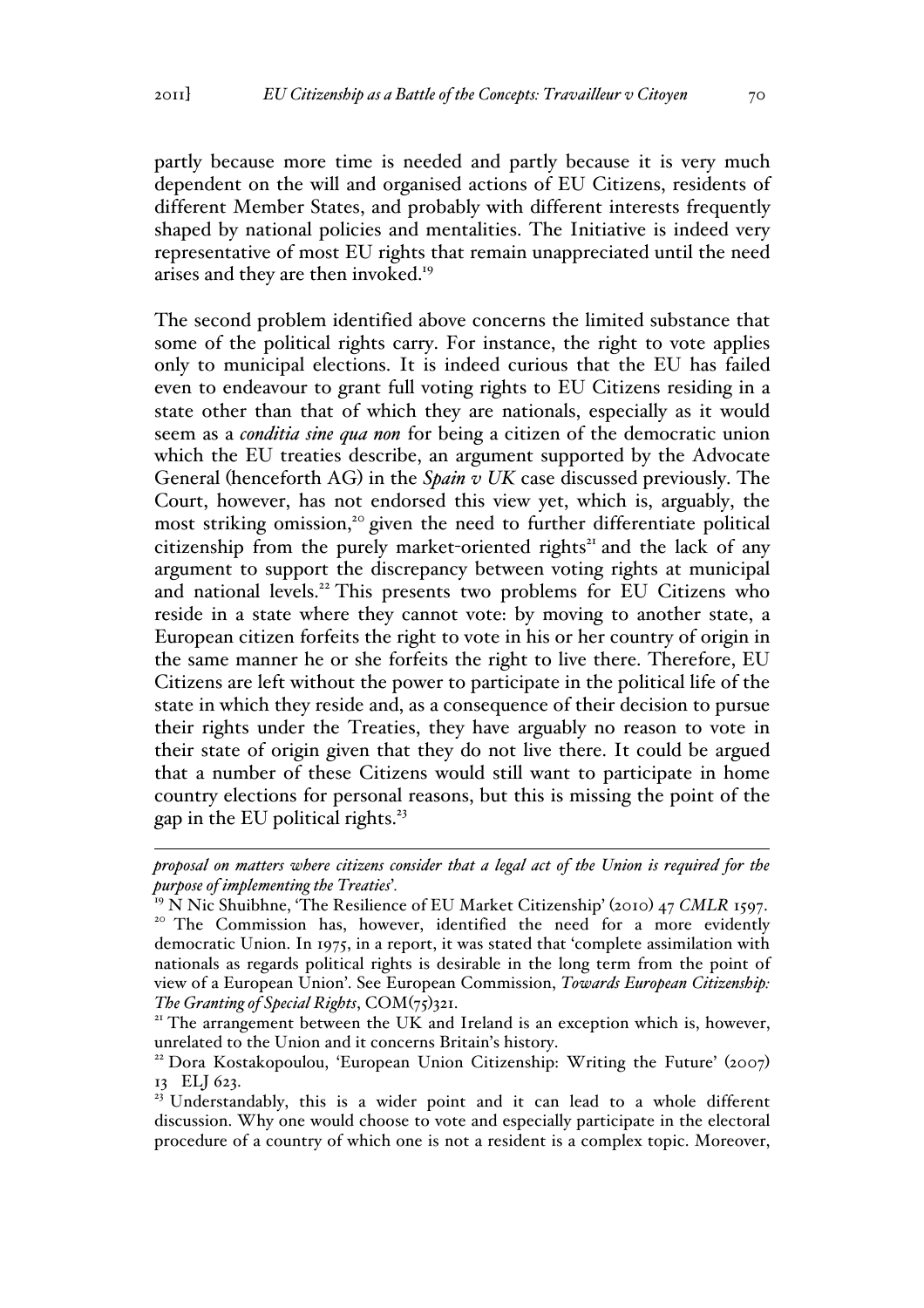partly because more time is needed and partly because it is very much dependent on the will and organised actions of EU Citizens, residents of different Member States, and probably with different interests frequently shaped by national policies and mentalities. The Initiative is indeed very representative of most EU rights that remain unappreciated until the need arises and they are then invoked.[19]

The second problem identified above concerns the limited substance that some of the political rights carry. For instance, the right to vote applies only to municipal elections. It is indeed curious that the EU has failed even to endeavour to grant full voting rights to EU Citizens residing in a state other than that of which they are nationals, especially as it would seem as a *conditia sine qua non* for being a citizen of the democratic union which the EU treaties describe, an argument supported by the Advocate General (henceforth AG) in the *Spain v UK* case discussed previously. The Court, however, has not endorsed this view yet, which is, arguably, the most striking omission,[20] given the need to further differentiate political citizenship from the purely market-oriented rights[21] and the lack of any argument to support the discrepancy between voting rights at municipal and national levels.[22] This presents two problems for EU Citizens who reside in a state where they cannot vote: by moving to another state, a European citizen forfeits the right to vote in his or her country of origin in the same manner he or she forfeits the right to live there. Therefore, EU Citizens are left without the power to participate in the political life of the state in which they reside and, as a consequence of their decision to pursue their rights under the Treaties, they have arguably no reason to vote in their state of origin given that they do not live there. It could be argued that a number of these Citizens would still want to participate in home country elections for personal reasons, but this is missing the point of the gap in the EU political rights.[23]

---

*proposal on matters where citizens consider that a legal act of the Union is required for the purpose of implementing the Treaties*'.

[19] N Nic Shuibhne, 'The Resilience of EU Market Citizenship' (2010) 47 *CMLR* 1597.

[20] The Commission has, however, identified the need for a more evidently democratic Union. In 1975, in a report, it was stated that 'complete assimilation with nationals as regards political rights is desirable in the long term from the point of view of a European Union'. See European Commission, *Towards European Citizenship: The Granting of Special Rights*, COM(75)321.

[21] The arrangement between the UK and Ireland is an exception which is, however, unrelated to the Union and it concerns Britain's history.

[22] Dora Kostakopoulou, 'European Union Citizenship: Writing the Future' (2007) 13 ELJ 623.

[23] Understandably, this is a wider point and it can lead to a whole different discussion. Why one would choose to vote and especially participate in the electoral procedure of a country of which one is not a resident is a complex topic. Moreover,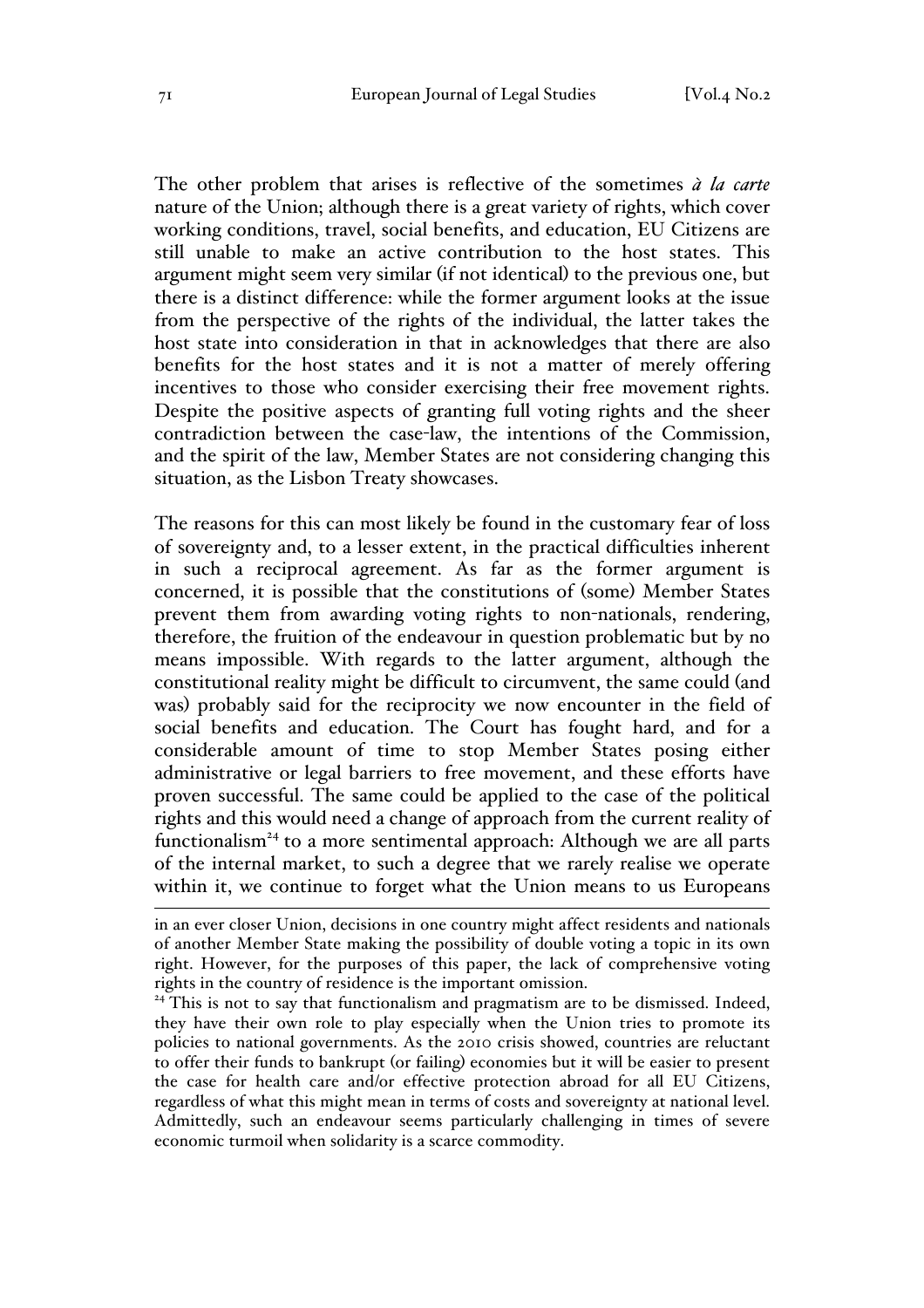The other problem that arises is reflective of the sometimes *à la carte* nature of the Union; although there is a great variety of rights, which cover working conditions, travel, social benefits, and education, EU Citizens are still unable to make an active contribution to the host states. This argument might seem very similar (if not identical) to the previous one, but there is a distinct difference: while the former argument looks at the issue from the perspective of the rights of the individual, the latter takes the host state into consideration in that in acknowledges that there are also benefits for the host states and it is not a matter of merely offering incentives to those who consider exercising their free movement rights. Despite the positive aspects of granting full voting rights and the sheer contradiction between the case-law, the intentions of the Commission, and the spirit of the law, Member States are not considering changing this situation, as the Lisbon Treaty showcases.

The reasons for this can most likely be found in the customary fear of loss of sovereignty and, to a lesser extent, in the practical difficulties inherent in such a reciprocal agreement. As far as the former argument is concerned, it is possible that the constitutions of (some) Member States prevent them from awarding voting rights to non-nationals, rendering, therefore, the fruition of the endeavour in question problematic but by no means impossible. With regards to the latter argument, although the constitutional reality might be difficult to circumvent, the same could (and was) probably said for the reciprocity we now encounter in the field of social benefits and education. The Court has fought hard, and for a considerable amount of time to stop Member States posing either administrative or legal barriers to free movement, and these efforts have proven successful. The same could be applied to the case of the political rights and this would need a change of approach from the current reality of functionalism[24] to a more sentimental approach: Although we are all parts of the internal market, to such a degree that we rarely realise we operate within it, we continue to forget what the Union means to us Europeans

---

in an ever closer Union, decisions in one country might affect residents and nationals of another Member State making the possibility of double voting a topic in its own right. However, for the purposes of this paper, the lack of comprehensive voting rights in the country of residence is the important omission.

[24] This is not to say that functionalism and pragmatism are to be dismissed. Indeed, they have their own role to play especially when the Union tries to promote its policies to national governments. As the 2010 crisis showed, countries are reluctant to offer their funds to bankrupt (or failing) economies but it will be easier to present the case for health care and/or effective protection abroad for all EU Citizens, regardless of what this might mean in terms of costs and sovereignty at national level. Admittedly, such an endeavour seems particularly challenging in times of severe economic turmoil when solidarity is a scarce commodity.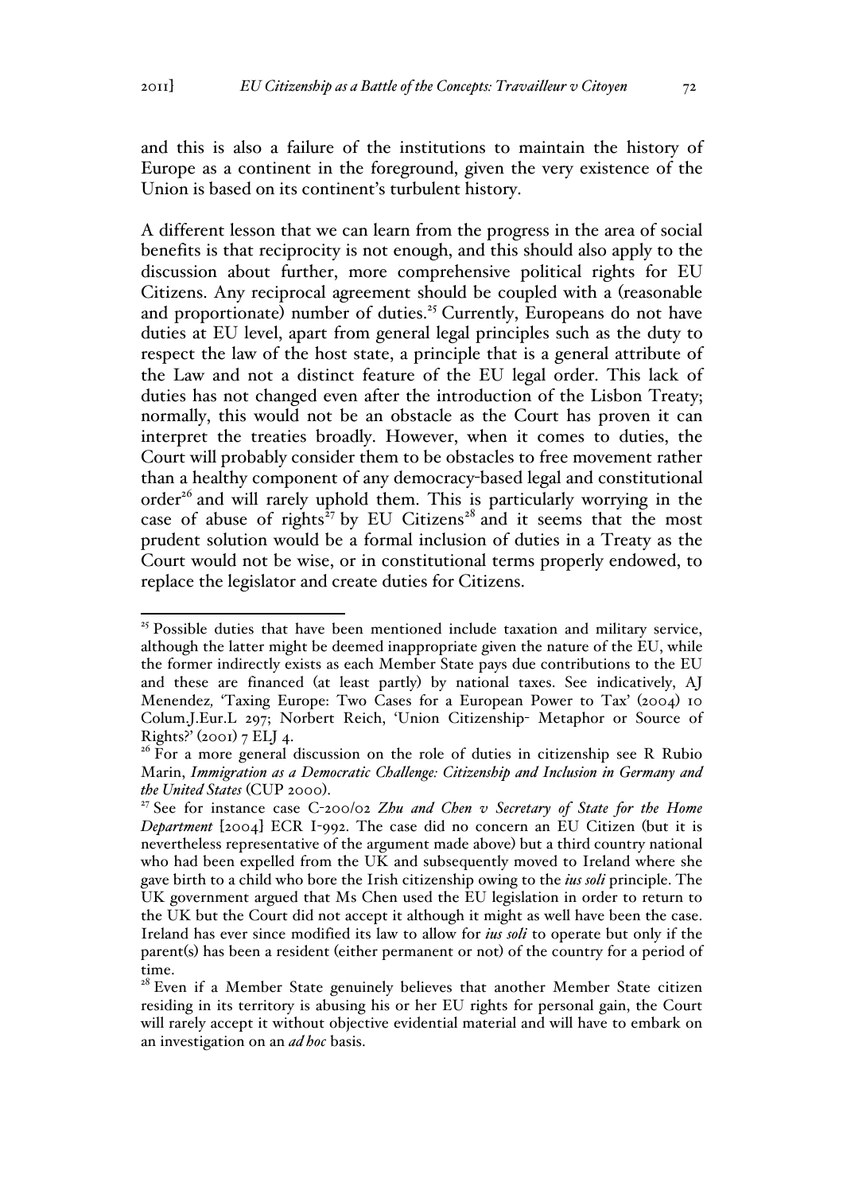and this is also a failure of the institutions to maintain the history of Europe as a continent in the foreground, given the very existence of the Union is based on its continent's turbulent history.

A different lesson that we can learn from the progress in the area of social benefits is that reciprocity is not enough, and this should also apply to the discussion about further, more comprehensive political rights for EU Citizens. Any reciprocal agreement should be coupled with a (reasonable and proportionate) number of duties.[25] Currently, Europeans do not have duties at EU level, apart from general legal principles such as the duty to respect the law of the host state, a principle that is a general attribute of the Law and not a distinct feature of the EU legal order. This lack of duties has not changed even after the introduction of the Lisbon Treaty; normally, this would not be an obstacle as the Court has proven it can interpret the treaties broadly. However, when it comes to duties, the Court will probably consider them to be obstacles to free movement rather than a healthy component of any democracy-based legal and constitutional order[26] and will rarely uphold them. This is particularly worrying in the case of abuse of rights[27] by EU Citizens[28] and it seems that the most prudent solution would be a formal inclusion of duties in a Treaty as the Court would not be wise, or in constitutional terms properly endowed, to replace the legislator and create duties for Citizens.

---

[25] Possible duties that have been mentioned include taxation and military service, although the latter might be deemed inappropriate given the nature of the EU, while the former indirectly exists as each Member State pays due contributions to the EU and these are financed (at least partly) by national taxes. See indicatively, AJ Menendez, 'Taxing Europe: Two Cases for a European Power to Tax' (2004) 10 Colum.J.Eur.L 297; Norbert Reich, 'Union Citizenship- Metaphor or Source of Rights?' (2001) 7 ELJ 4.

[26] For a more general discussion on the role of duties in citizenship see R Rubio Marin, *Immigration as a Democratic Challenge: Citizenship and Inclusion in Germany and the United States* (CUP 2000).

[27] See for instance case C-200/02 *Zhu and Chen v Secretary of State for the Home Department* [2004] ECR I-992. The case did no concern an EU Citizen (but it is nevertheless representative of the argument made above) but a third country national who had been expelled from the UK and subsequently moved to Ireland where she gave birth to a child who bore the Irish citizenship owing to the *ius soli* principle. The UK government argued that Ms Chen used the EU legislation in order to return to the UK but the Court did not accept it although it might as well have been the case. Ireland has ever since modified its law to allow for *ius soli* to operate but only if the parent(s) has been a resident (either permanent or not) of the country for a period of time.

[28] Even if a Member State genuinely believes that another Member State citizen residing in its territory is abusing his or her EU rights for personal gain, the Court will rarely accept it without objective evidential material and will have to embark on an investigation on an *ad hoc* basis.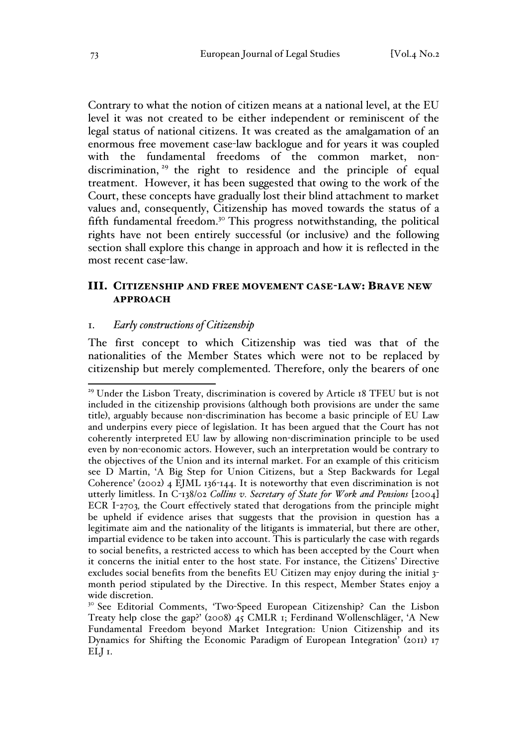Contrary to what the notion of citizen means at a national level, at the EU level it was not created to be either independent or reminiscent of the legal status of national citizens. It was created as the amalgamation of an enormous free movement case-law backlogue and for years it was coupled with the fundamental freedoms of the common market, non-discrimination, [29] the right to residence and the principle of equal treatment. However, it has been suggested that owing to the work of the Court, these concepts have gradually lost their blind attachment to market values and, consequently, Citizenship has moved towards the status of a fifth fundamental freedom.[30] This progress notwithstanding, the political rights have not been entirely successful (or inclusive) and the following section shall explore this change in approach and how it is reflected in the most recent case-law.

## III. Citizenship and free movement case-law: Brave new approach

### 1. *Early constructions of Citizenship*

The first concept to which Citizenship was tied was that of the nationalities of the Member States which were not to be replaced by citizenship but merely complemented. Therefore, only the bearers of one

---

[29] Under the Lisbon Treaty, discrimination is covered by Article 18 TFEU but is not included in the citizenship provisions (although both provisions are under the same title), arguably because non-discrimination has become a basic principle of EU Law and underpins every piece of legislation. It has been argued that the Court has not coherently interpreted EU law by allowing non-discrimination principle to be used even by non-economic actors. However, such an interpretation would be contrary to the objectives of the Union and its internal market. For an example of this criticism see D Martin, 'A Big Step for Union Citizens, but a Step Backwards for Legal Coherence' (2002) 4 EJML 136-144. It is noteworthy that even discrimination is not utterly limitless. In C-138/02 *Collins v. Secretary of State for Work and Pensions* [2004] ECR I-2703, the Court effectively stated that derogations from the principle might be upheld if evidence arises that suggests that the provision in question has a legitimate aim and the nationality of the litigants is immaterial, but there are other, impartial evidence to be taken into account. This is particularly the case with regards to social benefits, a restricted access to which has been accepted by the Court when it concerns the initial enter to the host state. For instance, the Citizens' Directive excludes social benefits from the benefits EU Citizen may enjoy during the initial 3-month period stipulated by the Directive. In this respect, Member States enjoy a wide discretion.

[30] See Editorial Comments, 'Two-Speed European Citizenship? Can the Lisbon Treaty help close the gap?' (2008) 45 CMLR 1; Ferdinand Wollenschläger, 'A New Fundamental Freedom beyond Market Integration: Union Citizenship and its Dynamics for Shifting the Economic Paradigm of European Integration' (2011) 17 ELJ 1.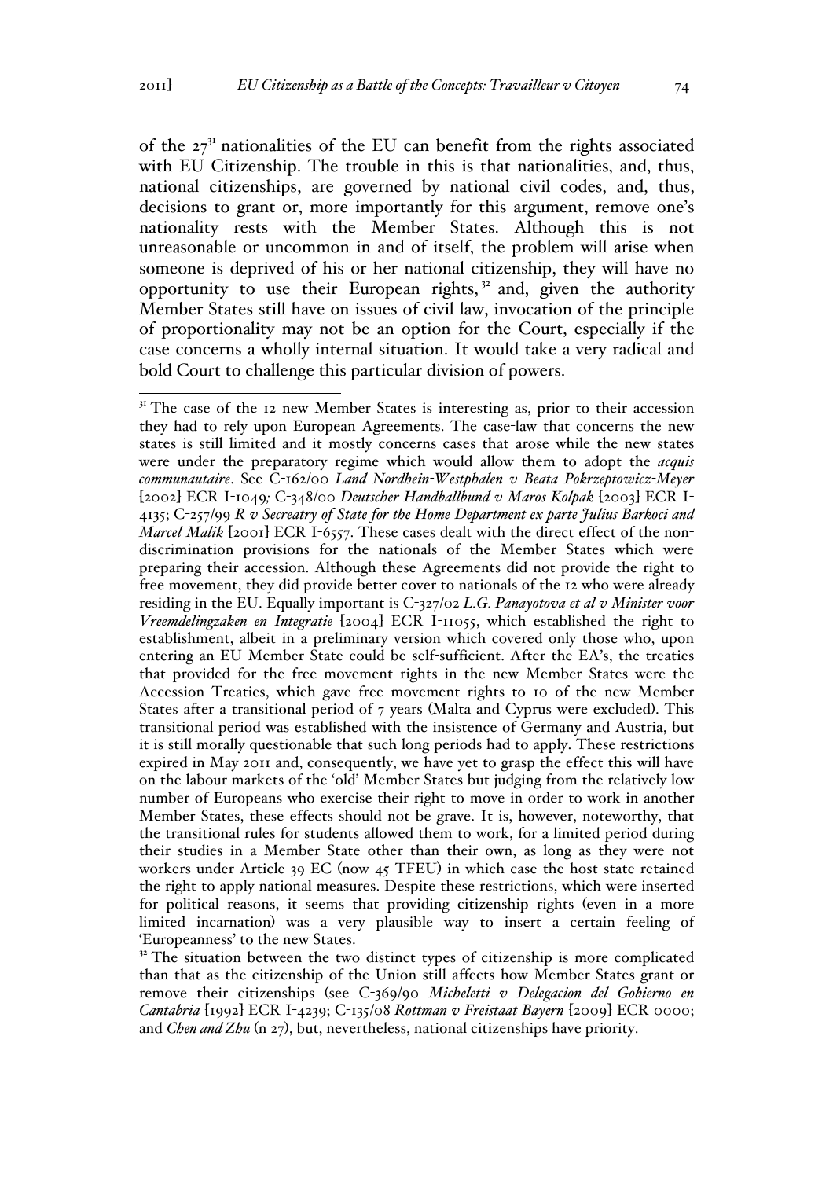of the 27[31] nationalities of the EU can benefit from the rights associated with EU Citizenship. The trouble in this is that nationalities, and, thus, national citizenships, are governed by national civil codes, and, thus, decisions to grant or, more importantly for this argument, remove one's nationality rests with the Member States. Although this is not unreasonable or uncommon in and of itself, the problem will arise when someone is deprived of his or her national citizenship, they will have no opportunity to use their European rights,[32] and, given the authority Member States still have on issues of civil law, invocation of the principle of proportionality may not be an option for the Court, especially if the case concerns a wholly internal situation. It would take a very radical and bold Court to challenge this particular division of powers.

---

[31] The case of the 12 new Member States is interesting as, prior to their accession they had to rely upon European Agreements. The case-law that concerns the new states is still limited and it mostly concerns cases that arose while the new states were under the preparatory regime which would allow them to adopt the *acquis communautaire*. See C-162/00 *Land Nordhein-Westphalen v Beata Pokrzeptowicz-Meyer* [2002] ECR I-1049*;* C-348/00 *Deutscher Handballbund v Maros Kolpak* [2003] ECR I-4135; C-257/99 *R v Secreatry of State for the Home Department ex parte Julius Barkoci and Marcel Malik* [2001] ECR I-6557. These cases dealt with the direct effect of the non-discrimination provisions for the nationals of the Member States which were preparing their accession. Although these Agreements did not provide the right to free movement, they did provide better cover to nationals of the 12 who were already residing in the EU. Equally important is C-327/02 *L.G. Panayotova et al v Minister voor Vreemdelingzaken en Integratie* [2004] ECR I-11055, which established the right to establishment, albeit in a preliminary version which covered only those who, upon entering an EU Member State could be self-sufficient. After the EA's, the treaties that provided for the free movement rights in the new Member States were the Accession Treaties, which gave free movement rights to 10 of the new Member States after a transitional period of 7 years (Malta and Cyprus were excluded). This transitional period was established with the insistence of Germany and Austria, but it is still morally questionable that such long periods had to apply. These restrictions expired in May 2011 and, consequently, we have yet to grasp the effect this will have on the labour markets of the 'old' Member States but judging from the relatively low number of Europeans who exercise their right to move in order to work in another Member States, these effects should not be grave. It is, however, noteworthy, that the transitional rules for students allowed them to work, for a limited period during their studies in a Member State other than their own, as long as they were not workers under Article 39 EC (now 45 TFEU) in which case the host state retained the right to apply national measures. Despite these restrictions, which were inserted for political reasons, it seems that providing citizenship rights (even in a more limited incarnation) was a very plausible way to insert a certain feeling of 'Europeanness' to the new States.

[32] The situation between the two distinct types of citizenship is more complicated than that as the citizenship of the Union still affects how Member States grant or remove their citizenships (see C-369/90 *Micheletti v Delegacion del Gobierno en Cantabria* [1992] ECR I-4239; C-135/08 *Rottman v Freistaat Bayern* [2009] ECR 0000; and *Chen and Zhu* (n 27), but, nevertheless, national citizenships have priority.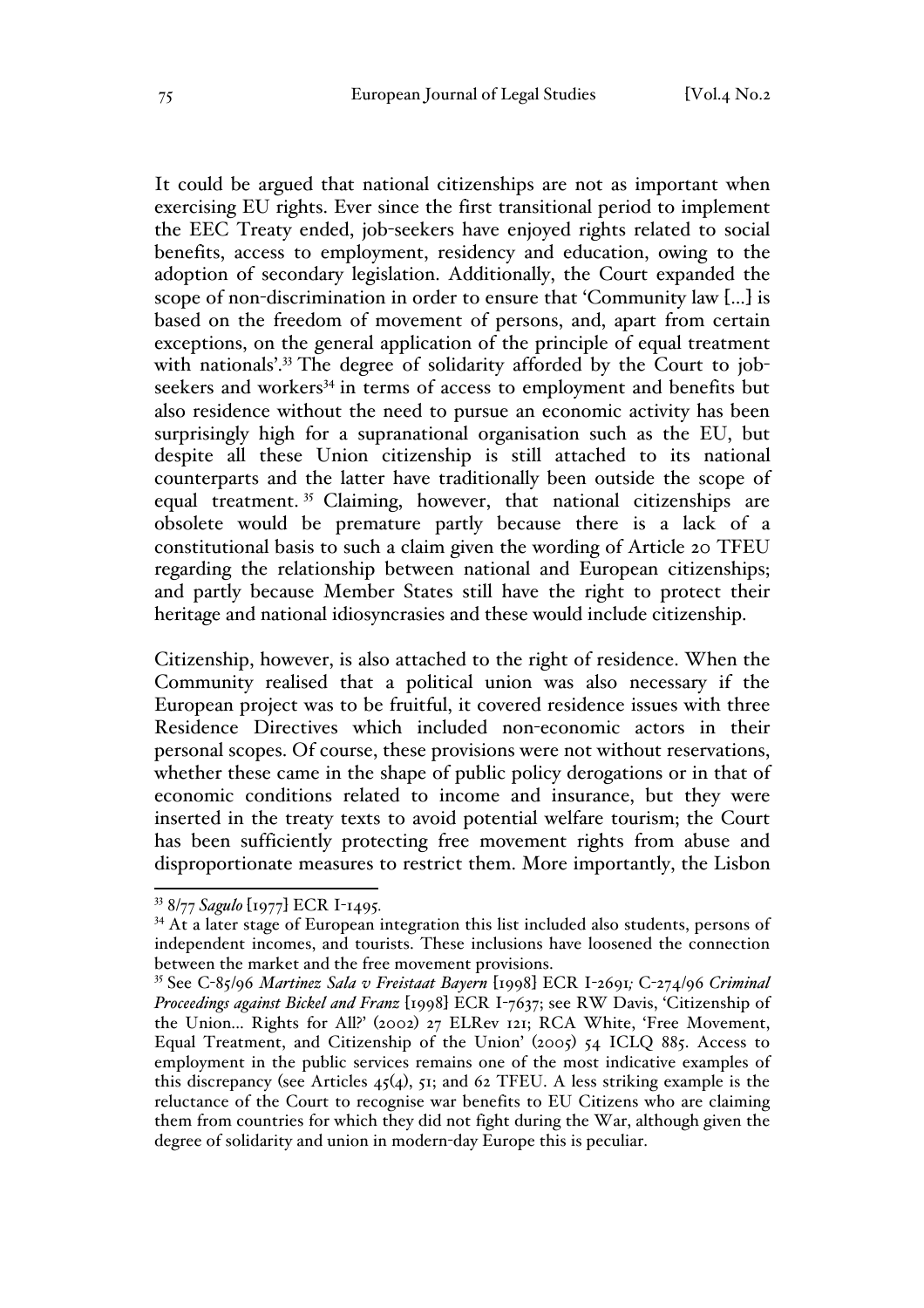It could be argued that national citizenships are not as important when exercising EU rights. Ever since the first transitional period to implement the EEC Treaty ended, job-seekers have enjoyed rights related to social benefits, access to employment, residency and education, owing to the adoption of secondary legislation. Additionally, the Court expanded the scope of non-discrimination in order to ensure that 'Community law [...] is based on the freedom of movement of persons, and, apart from certain exceptions, on the general application of the principle of equal treatment with nationals'.[33] The degree of solidarity afforded by the Court to job-seekers and workers[34] in terms of access to employment and benefits but also residence without the need to pursue an economic activity has been surprisingly high for a supranational organisation such as the EU, but despite all these Union citizenship is still attached to its national counterparts and the latter have traditionally been outside the scope of equal treatment.[35] Claiming, however, that national citizenships are obsolete would be premature partly because there is a lack of a constitutional basis to such a claim given the wording of Article 20 TFEU regarding the relationship between national and European citizenships; and partly because Member States still have the right to protect their heritage and national idiosyncrasies and these would include citizenship.

Citizenship, however, is also attached to the right of residence. When the Community realised that a political union was also necessary if the European project was to be fruitful, it covered residence issues with three Residence Directives which included non-economic actors in their personal scopes. Of course, these provisions were not without reservations, whether these came in the shape of public policy derogations or in that of economic conditions related to income and insurance, but they were inserted in the treaty texts to avoid potential welfare tourism; the Court has been sufficiently protecting free movement rights from abuse and disproportionate measures to restrict them. More importantly, the Lisbon

---

[33] 8/77 *Sagulo* [1977] ECR I-1495.

[34] At a later stage of European integration this list included also students, persons of independent incomes, and tourists. These inclusions have loosened the connection between the market and the free movement provisions.

[35] See C-85/96 *Martinez Sala v Freistaat Bayern* [1998] ECR I-2691; C-274/96 *Criminal Proceedings against Bickel and Franz* [1998] ECR I-7637; see RW Davis, 'Citizenship of the Union... Rights for All?' (2002) 27 ELRev 121; RCA White, 'Free Movement, Equal Treatment, and Citizenship of the Union' (2005) 54 ICLQ 885. Access to employment in the public services remains one of the most indicative examples of this discrepancy (see Articles 45(4), 51; and 62 TFEU. A less striking example is the reluctance of the Court to recognise war benefits to EU Citizens who are claiming them from countries for which they did not fight during the War, although given the degree of solidarity and union in modern-day Europe this is peculiar.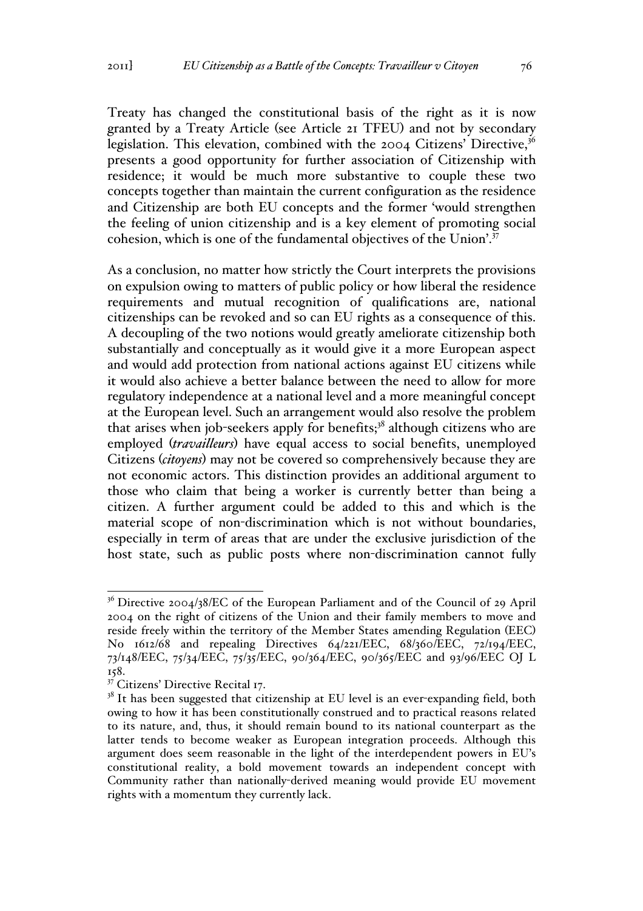Treaty has changed the constitutional basis of the right as it is now granted by a Treaty Article (see Article 21 TFEU) and not by secondary legislation. This elevation, combined with the 2004 Citizens' Directive,[36] presents a good opportunity for further association of Citizenship with residence; it would be much more substantive to couple these two concepts together than maintain the current configuration as the residence and Citizenship are both EU concepts and the former 'would strengthen the feeling of union citizenship and is a key element of promoting social cohesion, which is one of the fundamental objectives of the Union'.[37]

As a conclusion, no matter how strictly the Court interprets the provisions on expulsion owing to matters of public policy or how liberal the residence requirements and mutual recognition of qualifications are, national citizenships can be revoked and so can EU rights as a consequence of this. A decoupling of the two notions would greatly ameliorate citizenship both substantially and conceptually as it would give it a more European aspect and would add protection from national actions against EU citizens while it would also achieve a better balance between the need to allow for more regulatory independence at a national level and a more meaningful concept at the European level. Such an arrangement would also resolve the problem that arises when job-seekers apply for benefits;[38] although citizens who are employed (*travailleurs*) have equal access to social benefits, unemployed Citizens (*citoyens*) may not be covered so comprehensively because they are not economic actors. This distinction provides an additional argument to those who claim that being a worker is currently better than being a citizen. A further argument could be added to this and which is the material scope of non-discrimination which is not without boundaries, especially in term of areas that are under the exclusive jurisdiction of the host state, such as public posts where non-discrimination cannot fully

---

[36] Directive 2004/38/EC of the European Parliament and of the Council of 29 April 2004 on the right of citizens of the Union and their family members to move and reside freely within the territory of the Member States amending Regulation (EEC) No 1612/68 and repealing Directives 64/221/EEC, 68/360/EEC, 72/194/EEC, 73/148/EEC, 75/34/EEC, 75/35/EEC, 90/364/EEC, 90/365/EEC and 93/96/EEC OJ L 158.

[37] Citizens' Directive Recital 17.

[38] It has been suggested that citizenship at EU level is an ever-expanding field, both owing to how it has been constitutionally construed and to practical reasons related to its nature, and, thus, it should remain bound to its national counterpart as the latter tends to become weaker as European integration proceeds. Although this argument does seem reasonable in the light of the interdependent powers in EU's constitutional reality, a bold movement towards an independent concept with Community rather than nationally-derived meaning would provide EU movement rights with a momentum they currently lack.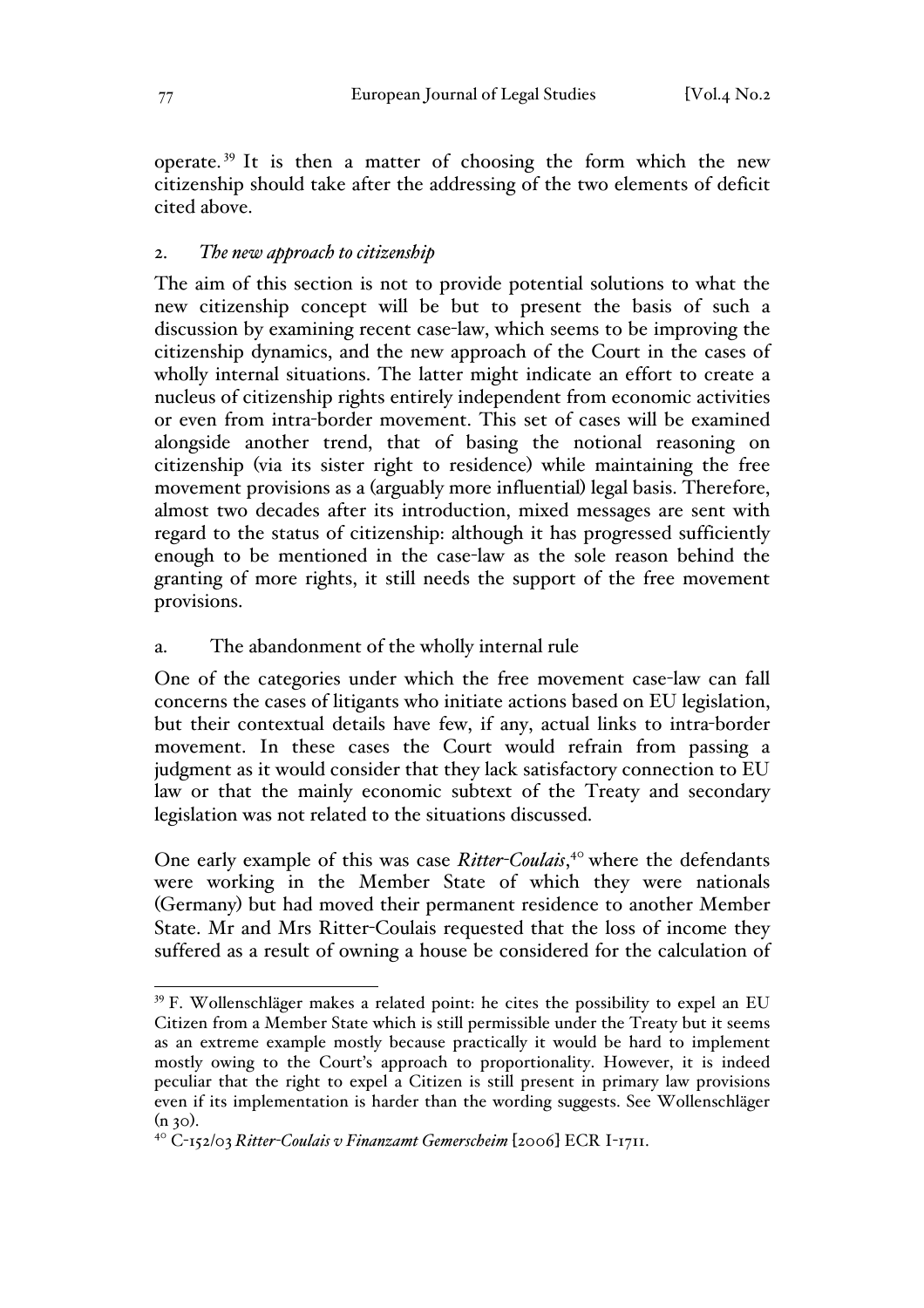operate.[39] It is then a matter of choosing the form which the new citizenship should take after the addressing of the two elements of deficit cited above.

## 2. *The new approach to citizenship*

The aim of this section is not to provide potential solutions to what the new citizenship concept will be but to present the basis of such a discussion by examining recent case-law, which seems to be improving the citizenship dynamics, and the new approach of the Court in the cases of wholly internal situations. The latter might indicate an effort to create a nucleus of citizenship rights entirely independent from economic activities or even from intra-border movement. This set of cases will be examined alongside another trend, that of basing the notional reasoning on citizenship (via its sister right to residence) while maintaining the free movement provisions as a (arguably more influential) legal basis. Therefore, almost two decades after its introduction, mixed messages are sent with regard to the status of citizenship: although it has progressed sufficiently enough to be mentioned in the case-law as the sole reason behind the granting of more rights, it still needs the support of the free movement provisions.

### a. The abandonment of the wholly internal rule

One of the categories under which the free movement case-law can fall concerns the cases of litigants who initiate actions based on EU legislation, but their contextual details have few, if any, actual links to intra-border movement. In these cases the Court would refrain from passing a judgment as it would consider that they lack satisfactory connection to EU law or that the mainly economic subtext of the Treaty and secondary legislation was not related to the situations discussed.

One early example of this was case *Ritter-Coulais*,[40] where the defendants were working in the Member State of which they were nationals (Germany) but had moved their permanent residence to another Member State. Mr and Mrs Ritter-Coulais requested that the loss of income they suffered as a result of owning a house be considered for the calculation of

---

[39] F. Wollenschläger makes a related point: he cites the possibility to expel an EU Citizen from a Member State which is still permissible under the Treaty but it seems as an extreme example mostly because practically it would be hard to implement mostly owing to the Court's approach to proportionality. However, it is indeed peculiar that the right to expel a Citizen is still present in primary law provisions even if its implementation is harder than the wording suggests. See Wollenschläger (n 30).

[40] C-152/03 *Ritter-Coulais v Finanzamt Gemerscheim* [2006] ECR I-1711.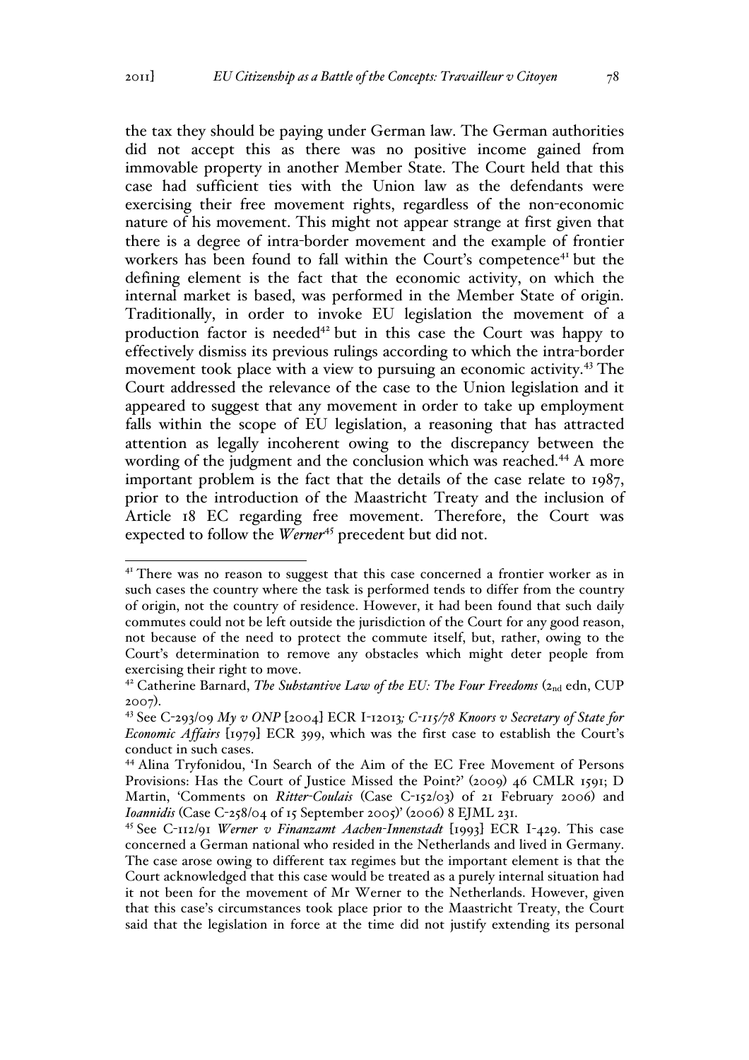the tax they should be paying under German law. The German authorities did not accept this as there was no positive income gained from immovable property in another Member State. The Court held that this case had sufficient ties with the Union law as the defendants were exercising their free movement rights, regardless of the non-economic nature of his movement. This might not appear strange at first given that there is a degree of intra-border movement and the example of frontier workers has been found to fall within the Court's competence[41] but the defining element is the fact that the economic activity, on which the internal market is based, was performed in the Member State of origin. Traditionally, in order to invoke EU legislation the movement of a production factor is needed[42] but in this case the Court was happy to effectively dismiss its previous rulings according to which the intra-border movement took place with a view to pursuing an economic activity.[43] The Court addressed the relevance of the case to the Union legislation and it appeared to suggest that any movement in order to take up employment falls within the scope of EU legislation, a reasoning that has attracted attention as legally incoherent owing to the discrepancy between the wording of the judgment and the conclusion which was reached.[44] A more important problem is the fact that the details of the case relate to 1987, prior to the introduction of the Maastricht Treaty and the inclusion of Article 18 EC regarding free movement. Therefore, the Court was expected to follow the *Werner*[45] precedent but did not.

[41] There was no reason to suggest that this case concerned a frontier worker as in such cases the country where the task is performed tends to differ from the country of origin, not the country of residence. However, it had been found that such daily commutes could not be left outside the jurisdiction of the Court for any good reason, not because of the need to protect the commute itself, but, rather, owing to the Court's determination to remove any obstacles which might deter people from exercising their right to move.

[42] Catherine Barnard, *The Substantive Law of the EU: The Four Freedoms* (2nd edn, CUP 2007).

[43] See C-293/09 *My v ONP* [2004] ECR I-12013*; C-115/78 Knoors v Secretary of State for Economic Affairs* [1979] ECR 399, which was the first case to establish the Court's conduct in such cases.

[44] Alina Tryfonidou, 'In Search of the Aim of the EC Free Movement of Persons Provisions: Has the Court of Justice Missed the Point?' (2009) 46 CMLR 1591; D Martin, 'Comments on *Ritter-Coulais* (Case C-152/03) of 21 February 2006) and *Ioannidis* (Case C-258/04 of 15 September 2005)' (2006) 8 EJML 231.

[45] See C-112/91 *Werner v Finanzamt Aachen-Innenstadt* [1993] ECR I-429. This case concerned a German national who resided in the Netherlands and lived in Germany. The case arose owing to different tax regimes but the important element is that the Court acknowledged that this case would be treated as a purely internal situation had it not been for the movement of Mr Werner to the Netherlands. However, given that this case's circumstances took place prior to the Maastricht Treaty, the Court said that the legislation in force at the time did not justify extending its personal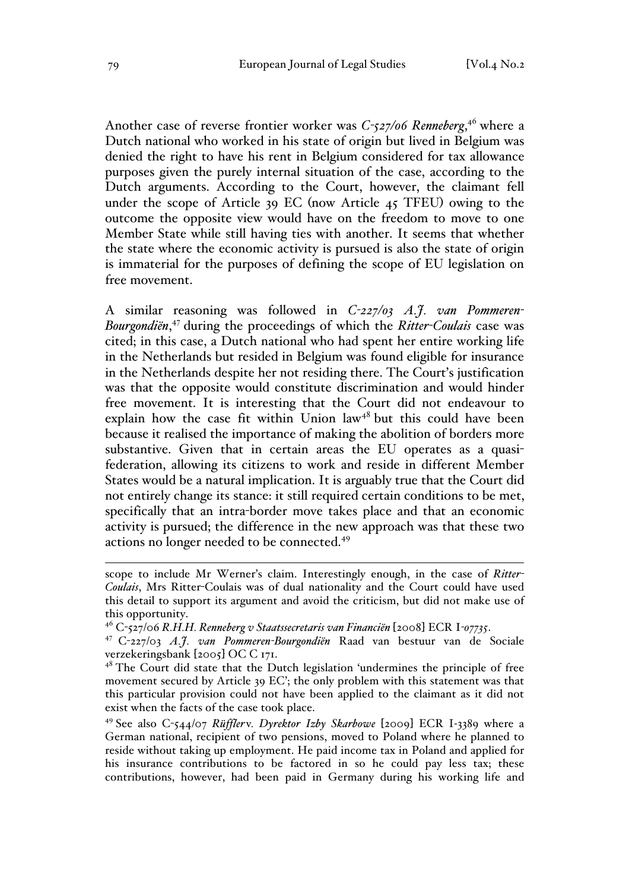Another case of reverse frontier worker was *C-527/06 Renneberg*,[46] where a Dutch national who worked in his state of origin but lived in Belgium was denied the right to have his rent in Belgium considered for tax allowance purposes given the purely internal situation of the case, according to the Dutch arguments. According to the Court, however, the claimant fell under the scope of Article 39 EC (now Article 45 TFEU) owing to the outcome the opposite view would have on the freedom to move to one Member State while still having ties with another. It seems that whether the state where the economic activity is pursued is also the state of origin is immaterial for the purposes of defining the scope of EU legislation on free movement.

A similar reasoning was followed in *C-227/03 A.J. van Pommeren-Bourgondiën*,[47] during the proceedings of which the *Ritter-Coulais* case was cited; in this case, a Dutch national who had spent her entire working life in the Netherlands but resided in Belgium was found eligible for insurance in the Netherlands despite her not residing there. The Court's justification was that the opposite would constitute discrimination and would hinder free movement. It is interesting that the Court did not endeavour to explain how the case fit within Union law[48] but this could have been because it realised the importance of making the abolition of borders more substantive. Given that in certain areas the EU operates as a quasi-federation, allowing its citizens to work and reside in different Member States would be a natural implication. It is arguably true that the Court did not entirely change its stance: it still required certain conditions to be met, specifically that an intra-border move takes place and that an economic activity is pursued; the difference in the new approach was that these two actions no longer needed to be connected.[49]

---

scope to include Mr Werner's claim. Interestingly enough, in the case of *Ritter-Coulais*, Mrs Ritter-Coulais was of dual nationality and the Court could have used this detail to support its argument and avoid the criticism, but did not make use of this opportunity.

[46] C-527/06 *R.H.H. Renneberg v Staatssecretaris van Financiën* [2008] ECR I-07735.

[47] C-227/03 *A.J. van Pommeren-Bourgondiën* Raad van bestuur van de Sociale verzekeringsbank [2005] OC C 171.

[48] The Court did state that the Dutch legislation 'undermines the principle of free movement secured by Article 39 EC'; the only problem with this statement was that this particular provision could not have been applied to the claimant as it did not exist when the facts of the case took place.

[49] See also C-544/07 *Rüffler* v. *Dyrektor Izby Skarbowe* [2009] ECR I-3389 where a German national, recipient of two pensions, moved to Poland where he planned to reside without taking up employment. He paid income tax in Poland and applied for his insurance contributions to be factored in so he could pay less tax; these contributions, however, had been paid in Germany during his working life and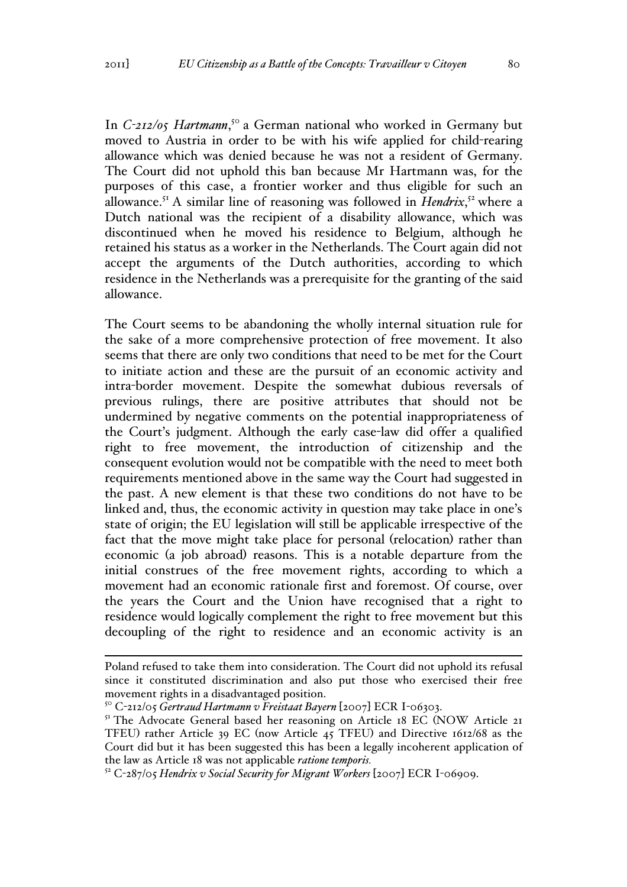In *C-212/05 Hartmann*,[50] a German national who worked in Germany but moved to Austria in order to be with his wife applied for child-rearing allowance which was denied because he was not a resident of Germany. The Court did not uphold this ban because Mr Hartmann was, for the purposes of this case, a frontier worker and thus eligible for such an allowance.[51] A similar line of reasoning was followed in *Hendrix*,[52] where a Dutch national was the recipient of a disability allowance, which was discontinued when he moved his residence to Belgium, although he retained his status as a worker in the Netherlands. The Court again did not accept the arguments of the Dutch authorities, according to which residence in the Netherlands was a prerequisite for the granting of the said allowance.

The Court seems to be abandoning the wholly internal situation rule for the sake of a more comprehensive protection of free movement. It also seems that there are only two conditions that need to be met for the Court to initiate action and these are the pursuit of an economic activity and intra-border movement. Despite the somewhat dubious reversals of previous rulings, there are positive attributes that should not be undermined by negative comments on the potential inappropriateness of the Court's judgment. Although the early case-law did offer a qualified right to free movement, the introduction of citizenship and the consequent evolution would not be compatible with the need to meet both requirements mentioned above in the same way the Court had suggested in the past. A new element is that these two conditions do not have to be linked and, thus, the economic activity in question may take place in one's state of origin; the EU legislation will still be applicable irrespective of the fact that the move might take place for personal (relocation) rather than economic (a job abroad) reasons. This is a notable departure from the initial construes of the free movement rights, according to which a movement had an economic rationale first and foremost. Of course, over the years the Court and the Union have recognised that a right to residence would logically complement the right to free movement but this decoupling of the right to residence and an economic activity is an

---

Poland refused to take them into consideration. The Court did not uphold its refusal since it constituted discrimination and also put those who exercised their free movement rights in a disadvantaged position.

[50] C-212/05 *Gertraud Hartmann v Freistaat Bayern* [2007] ECR I-06303.

[51] The Advocate General based her reasoning on Article 18 EC (NOW Article 21 TFEU) rather Article 39 EC (now Article 45 TFEU) and Directive 1612/68 as the Court did but it has been suggested this has been a legally incoherent application of the law as Article 18 was not applicable *ratione temporis.*

[52] C-287/05 *Hendrix v Social Security for Migrant Workers* [2007] ECR I-06909.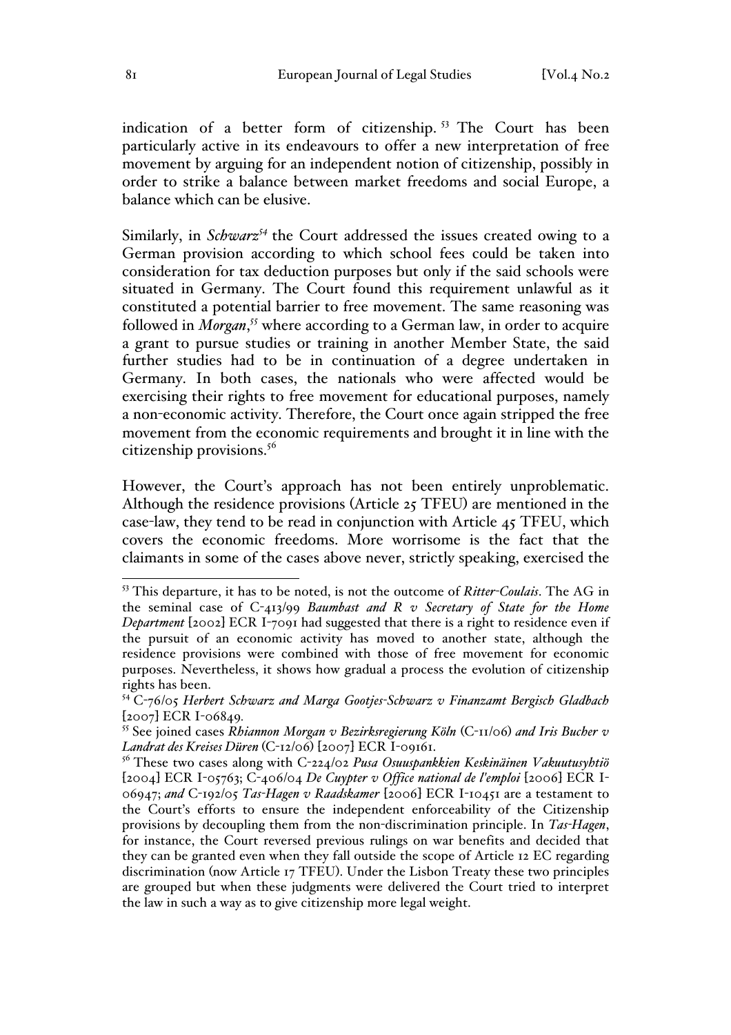indication of a better form of citizenship.[53] The Court has been particularly active in its endeavours to offer a new interpretation of free movement by arguing for an independent notion of citizenship, possibly in order to strike a balance between market freedoms and social Europe, a balance which can be elusive.

Similarly, in *Schwarz*[54] the Court addressed the issues created owing to a German provision according to which school fees could be taken into consideration for tax deduction purposes but only if the said schools were situated in Germany. The Court found this requirement unlawful as it constituted a potential barrier to free movement. The same reasoning was followed in *Morgan*,[55] where according to a German law, in order to acquire a grant to pursue studies or training in another Member State, the said further studies had to be in continuation of a degree undertaken in Germany. In both cases, the nationals who were affected would be exercising their rights to free movement for educational purposes, namely a non-economic activity. Therefore, the Court once again stripped the free movement from the economic requirements and brought it in line with the citizenship provisions.[56]

However, the Court's approach has not been entirely unproblematic. Although the residence provisions (Article 25 TFEU) are mentioned in the case-law, they tend to be read in conjunction with Article 45 TFEU, which covers the economic freedoms. More worrisome is the fact that the claimants in some of the cases above never, strictly speaking, exercised the

---

[53] This departure, it has to be noted, is not the outcome of *Ritter-Coulais*. The AG in the seminal case of C-413/99 *Baumbast and R v Secretary of State for the Home Department* [2002] ECR I-7091 had suggested that there is a right to residence even if the pursuit of an economic activity has moved to another state, although the residence provisions were combined with those of free movement for economic purposes. Nevertheless, it shows how gradual a process the evolution of citizenship rights has been.

[54] C-76/05 *Herbert Schwarz and Marga Gootjes-Schwarz v Finanzamt Bergisch Gladbach* [2007] ECR I-06849.

[55] See joined cases *Rhiannon Morgan v Bezirksregierung Köln* (C-11/06) *and Iris Bucher v Landrat des Kreises Düren* (C-12/06) [2007] ECR I-09161.

[56] These two cases along with C-224/02 *Pusa Osuuspankkien Keskinäinen Vakuutusyhtiö* [2004] ECR I-05763; C-406/04 *De Cuypter v Office national de l'emploi* [2006] ECR I-06947; *and* C-192/05 *Tas-Hagen v Raadskamer* [2006] ECR I-10451 are a testament to the Court's efforts to ensure the independent enforceability of the Citizenship provisions by decoupling them from the non-discrimination principle. In *Tas-Hagen*, for instance, the Court reversed previous rulings on war benefits and decided that they can be granted even when they fall outside the scope of Article 12 EC regarding discrimination (now Article 17 TFEU). Under the Lisbon Treaty these two principles are grouped but when these judgments were delivered the Court tried to interpret the law in such a way as to give citizenship more legal weight.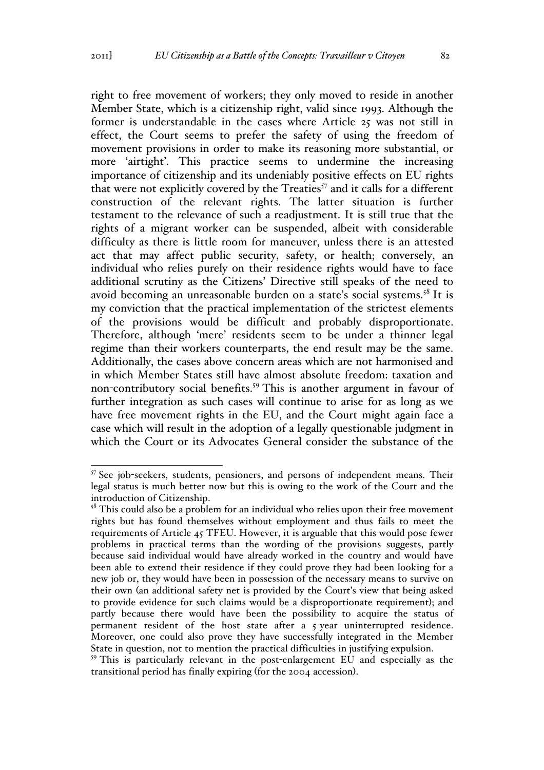right to free movement of workers; they only moved to reside in another Member State, which is a citizenship right, valid since 1993. Although the former is understandable in the cases where Article 25 was not still in effect, the Court seems to prefer the safety of using the freedom of movement provisions in order to make its reasoning more substantial, or more 'airtight'. This practice seems to undermine the increasing importance of citizenship and its undeniably positive effects on EU rights that were not explicitly covered by the Treaties[57] and it calls for a different construction of the relevant rights. The latter situation is further testament to the relevance of such a readjustment. It is still true that the rights of a migrant worker can be suspended, albeit with considerable difficulty as there is little room for maneuver, unless there is an attested act that may affect public security, safety, or health; conversely, an individual who relies purely on their residence rights would have to face additional scrutiny as the Citizens' Directive still speaks of the need to avoid becoming an unreasonable burden on a state's social systems.[58] It is my conviction that the practical implementation of the strictest elements of the provisions would be difficult and probably disproportionate. Therefore, although 'mere' residents seem to be under a thinner legal regime than their workers counterparts, the end result may be the same. Additionally, the cases above concern areas which are not harmonised and in which Member States still have almost absolute freedom: taxation and non-contributory social benefits.[59] This is another argument in favour of further integration as such cases will continue to arise for as long as we have free movement rights in the EU, and the Court might again face a case which will result in the adoption of a legally questionable judgment in which the Court or its Advocates General consider the substance of the

---

[57] See job-seekers, students, pensioners, and persons of independent means. Their legal status is much better now but this is owing to the work of the Court and the introduction of Citizenship.

[58] This could also be a problem for an individual who relies upon their free movement rights but has found themselves without employment and thus fails to meet the requirements of Article 45 TFEU. However, it is arguable that this would pose fewer problems in practical terms than the wording of the provisions suggests, partly because said individual would have already worked in the country and would have been able to extend their residence if they could prove they had been looking for a new job or, they would have been in possession of the necessary means to survive on their own (an additional safety net is provided by the Court's view that being asked to provide evidence for such claims would be a disproportionate requirement); and partly because there would have been the possibility to acquire the status of permanent resident of the host state after a 5-year uninterrupted residence. Moreover, one could also prove they have successfully integrated in the Member State in question, not to mention the practical difficulties in justifying expulsion.

[59] This is particularly relevant in the post-enlargement EU and especially as the transitional period has finally expiring (for the 2004 accession).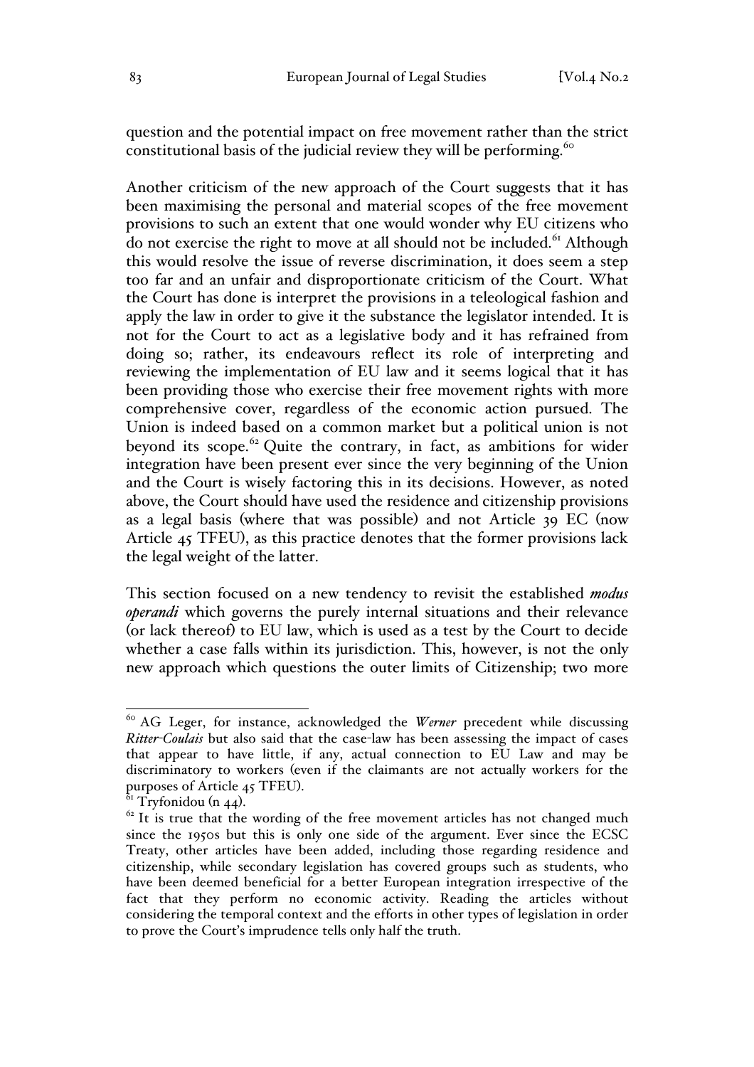question and the potential impact on free movement rather than the strict constitutional basis of the judicial review they will be performing.[60]

Another criticism of the new approach of the Court suggests that it has been maximising the personal and material scopes of the free movement provisions to such an extent that one would wonder why EU citizens who do not exercise the right to move at all should not be included.[61] Although this would resolve the issue of reverse discrimination, it does seem a step too far and an unfair and disproportionate criticism of the Court. What the Court has done is interpret the provisions in a teleological fashion and apply the law in order to give it the substance the legislator intended. It is not for the Court to act as a legislative body and it has refrained from doing so; rather, its endeavours reflect its role of interpreting and reviewing the implementation of EU law and it seems logical that it has been providing those who exercise their free movement rights with more comprehensive cover, regardless of the economic action pursued. The Union is indeed based on a common market but a political union is not beyond its scope.[62] Quite the contrary, in fact, as ambitions for wider integration have been present ever since the very beginning of the Union and the Court is wisely factoring this in its decisions. However, as noted above, the Court should have used the residence and citizenship provisions as a legal basis (where that was possible) and not Article 39 EC (now Article 45 TFEU), as this practice denotes that the former provisions lack the legal weight of the latter.

This section focused on a new tendency to revisit the established *modus operandi* which governs the purely internal situations and their relevance (or lack thereof) to EU law, which is used as a test by the Court to decide whether a case falls within its jurisdiction. This, however, is not the only new approach which questions the outer limits of Citizenship; two more

---

[60] AG Leger, for instance, acknowledged the *Werner* precedent while discussing *Ritter-Coulais* but also said that the case-law has been assessing the impact of cases that appear to have little, if any, actual connection to EU Law and may be discriminatory to workers (even if the claimants are not actually workers for the purposes of Article 45 TFEU).

[61] Tryfonidou (n 44).

[62] It is true that the wording of the free movement articles has not changed much since the 1950s but this is only one side of the argument. Ever since the ECSC Treaty, other articles have been added, including those regarding residence and citizenship, while secondary legislation has covered groups such as students, who have been deemed beneficial for a better European integration irrespective of the fact that they perform no economic activity. Reading the articles without considering the temporal context and the efforts in other types of legislation in order to prove the Court's imprudence tells only half the truth.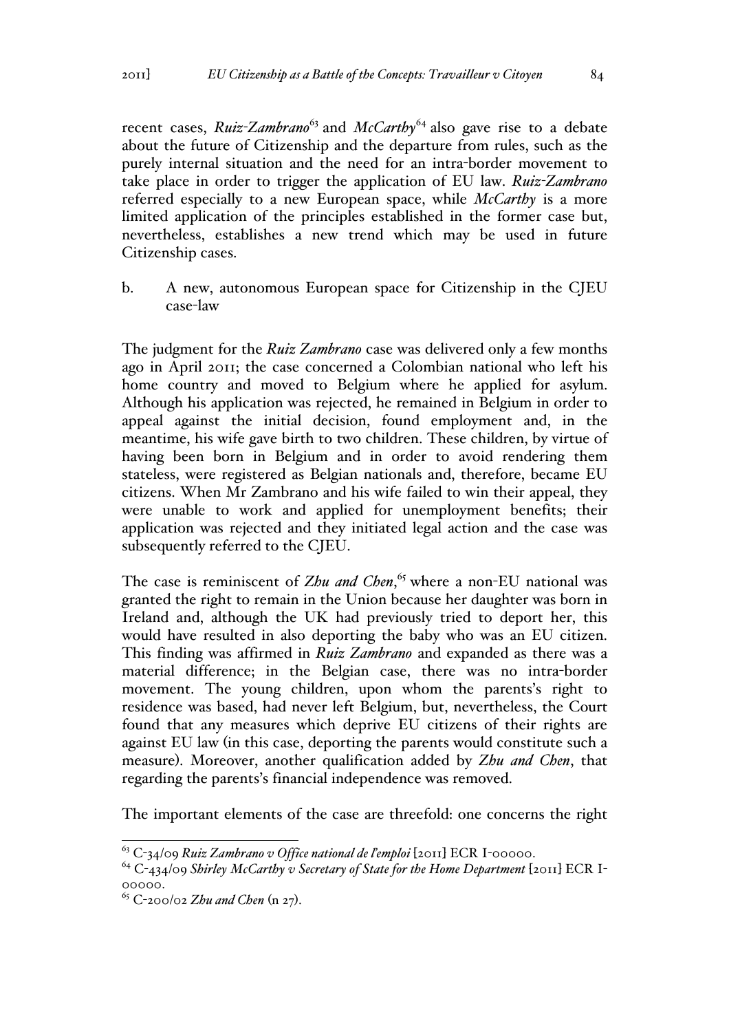recent cases, *Ruiz-Zambrano*[63] and *McCarthy*[64] also gave rise to a debate about the future of Citizenship and the departure from rules, such as the purely internal situation and the need for an intra-border movement to take place in order to trigger the application of EU law. *Ruiz-Zambrano* referred especially to a new European space, while *McCarthy* is a more limited application of the principles established in the former case but, nevertheless, establishes a new trend which may be used in future Citizenship cases.

b. A new, autonomous European space for Citizenship in the CJEU case-law

The judgment for the *Ruiz Zambrano* case was delivered only a few months ago in April 2011; the case concerned a Colombian national who left his home country and moved to Belgium where he applied for asylum. Although his application was rejected, he remained in Belgium in order to appeal against the initial decision, found employment and, in the meantime, his wife gave birth to two children. These children, by virtue of having been born in Belgium and in order to avoid rendering them stateless, were registered as Belgian nationals and, therefore, became EU citizens. When Mr Zambrano and his wife failed to win their appeal, they were unable to work and applied for unemployment benefits; their application was rejected and they initiated legal action and the case was subsequently referred to the CJEU.

The case is reminiscent of *Zhu and Chen*,[65] where a non-EU national was granted the right to remain in the Union because her daughter was born in Ireland and, although the UK had previously tried to deport her, this would have resulted in also deporting the baby who was an EU citizen. This finding was affirmed in *Ruiz Zambrano* and expanded as there was a material difference; in the Belgian case, there was no intra-border movement. The young children, upon whom the parents's right to residence was based, had never left Belgium, but, nevertheless, the Court found that any measures which deprive EU citizens of their rights are against EU law (in this case, deporting the parents would constitute such a measure). Moreover, another qualification added by *Zhu and Chen*, that regarding the parents's financial independence was removed.

The important elements of the case are threefold: one concerns the right

---

[63] C-34/09 *Ruiz Zambrano v Office national de l'emploi* [2011] ECR I-00000.

[64] C-434/09 *Shirley McCarthy v Secretary of State for the Home Department* [2011] ECR I-00000.

[65] C-200/02 *Zhu and Chen* (n 27).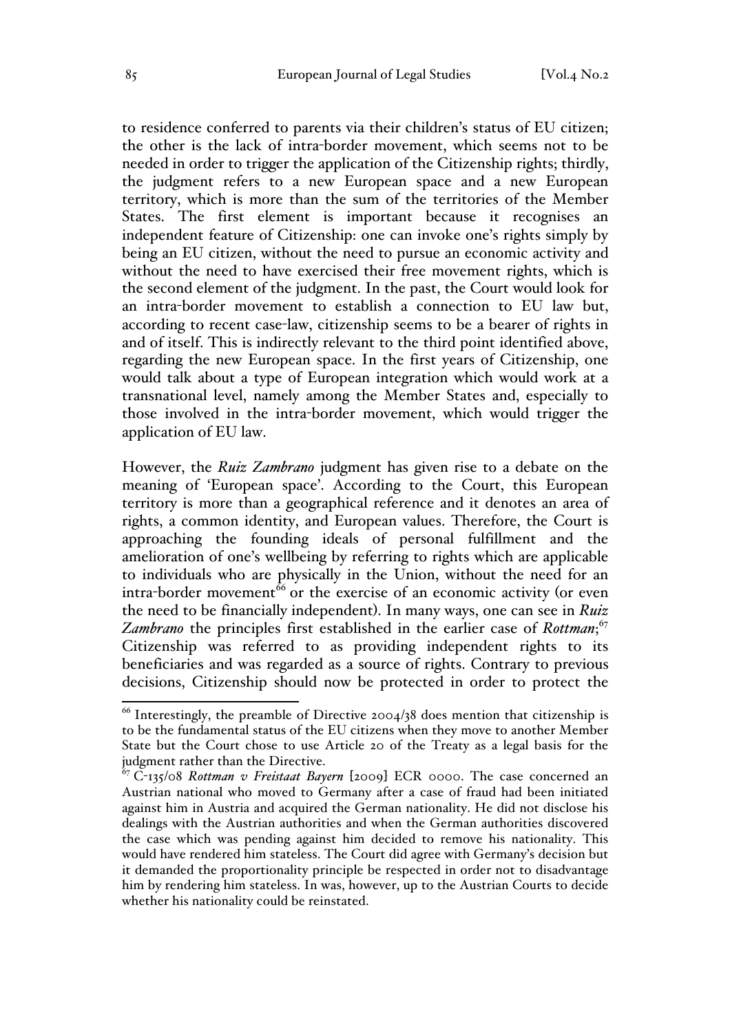to residence conferred to parents via their children's status of EU citizen; the other is the lack of intra-border movement, which seems not to be needed in order to trigger the application of the Citizenship rights; thirdly, the judgment refers to a new European space and a new European territory, which is more than the sum of the territories of the Member States. The first element is important because it recognises an independent feature of Citizenship: one can invoke one's rights simply by being an EU citizen, without the need to pursue an economic activity and without the need to have exercised their free movement rights, which is the second element of the judgment. In the past, the Court would look for an intra-border movement to establish a connection to EU law but, according to recent case-law, citizenship seems to be a bearer of rights in and of itself. This is indirectly relevant to the third point identified above, regarding the new European space. In the first years of Citizenship, one would talk about a type of European integration which would work at a transnational level, namely among the Member States and, especially to those involved in the intra-border movement, which would trigger the application of EU law.

However, the *Ruiz Zambrano* judgment has given rise to a debate on the meaning of 'European space'. According to the Court, this European territory is more than a geographical reference and it denotes an area of rights, a common identity, and European values. Therefore, the Court is approaching the founding ideals of personal fulfillment and the amelioration of one's wellbeing by referring to rights which are applicable to individuals who are physically in the Union, without the need for an intra-border movement[66] or the exercise of an economic activity (or even the need to be financially independent). In many ways, one can see in *Ruiz Zambrano* the principles first established in the earlier case of *Rottman*;[67] Citizenship was referred to as providing independent rights to its beneficiaries and was regarded as a source of rights. Contrary to previous decisions, Citizenship should now be protected in order to protect the

---

[66] Interestingly, the preamble of Directive 2004/38 does mention that citizenship is to be the fundamental status of the EU citizens when they move to another Member State but the Court chose to use Article 20 of the Treaty as a legal basis for the judgment rather than the Directive.

[67] C-135/08 *Rottman v Freistaat Bayern* [2009] ECR 0000. The case concerned an Austrian national who moved to Germany after a case of fraud had been initiated against him in Austria and acquired the German nationality. He did not disclose his dealings with the Austrian authorities and when the German authorities discovered the case which was pending against him decided to remove his nationality. This would have rendered him stateless. The Court did agree with Germany's decision but it demanded the proportionality principle be respected in order not to disadvantage him by rendering him stateless. In was, however, up to the Austrian Courts to decide whether his nationality could be reinstated.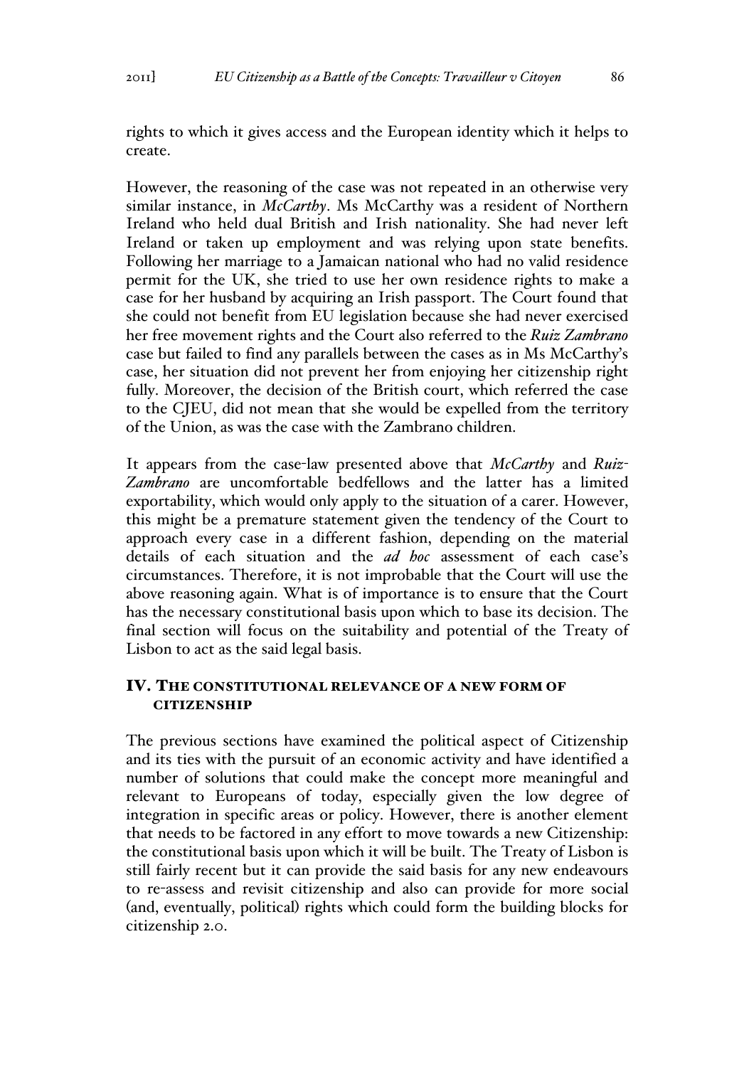rights to which it gives access and the European identity which it helps to create.

However, the reasoning of the case was not repeated in an otherwise very similar instance, in *McCarthy*. Ms McCarthy was a resident of Northern Ireland who held dual British and Irish nationality. She had never left Ireland or taken up employment and was relying upon state benefits. Following her marriage to a Jamaican national who had no valid residence permit for the UK, she tried to use her own residence rights to make a case for her husband by acquiring an Irish passport. The Court found that she could not benefit from EU legislation because she had never exercised her free movement rights and the Court also referred to the *Ruiz Zambrano* case but failed to find any parallels between the cases as in Ms McCarthy's case, her situation did not prevent her from enjoying her citizenship right fully. Moreover, the decision of the British court, which referred the case to the CJEU, did not mean that she would be expelled from the territory of the Union, as was the case with the Zambrano children.

It appears from the case-law presented above that *McCarthy* and *Ruiz-Zambrano* are uncomfortable bedfellows and the latter has a limited exportability, which would only apply to the situation of a carer. However, this might be a premature statement given the tendency of the Court to approach every case in a different fashion, depending on the material details of each situation and the *ad hoc* assessment of each case's circumstances. Therefore, it is not improbable that the Court will use the above reasoning again. What is of importance is to ensure that the Court has the necessary constitutional basis upon which to base its decision. The final section will focus on the suitability and potential of the Treaty of Lisbon to act as the said legal basis.

## IV. THE CONSTITUTIONAL RELEVANCE OF A NEW FORM OF CITIZENSHIP

The previous sections have examined the political aspect of Citizenship and its ties with the pursuit of an economic activity and have identified a number of solutions that could make the concept more meaningful and relevant to Europeans of today, especially given the low degree of integration in specific areas or policy. However, there is another element that needs to be factored in any effort to move towards a new Citizenship: the constitutional basis upon which it will be built. The Treaty of Lisbon is still fairly recent but it can provide the said basis for any new endeavours to re-assess and revisit citizenship and also can provide for more social (and, eventually, political) rights which could form the building blocks for citizenship 2.0.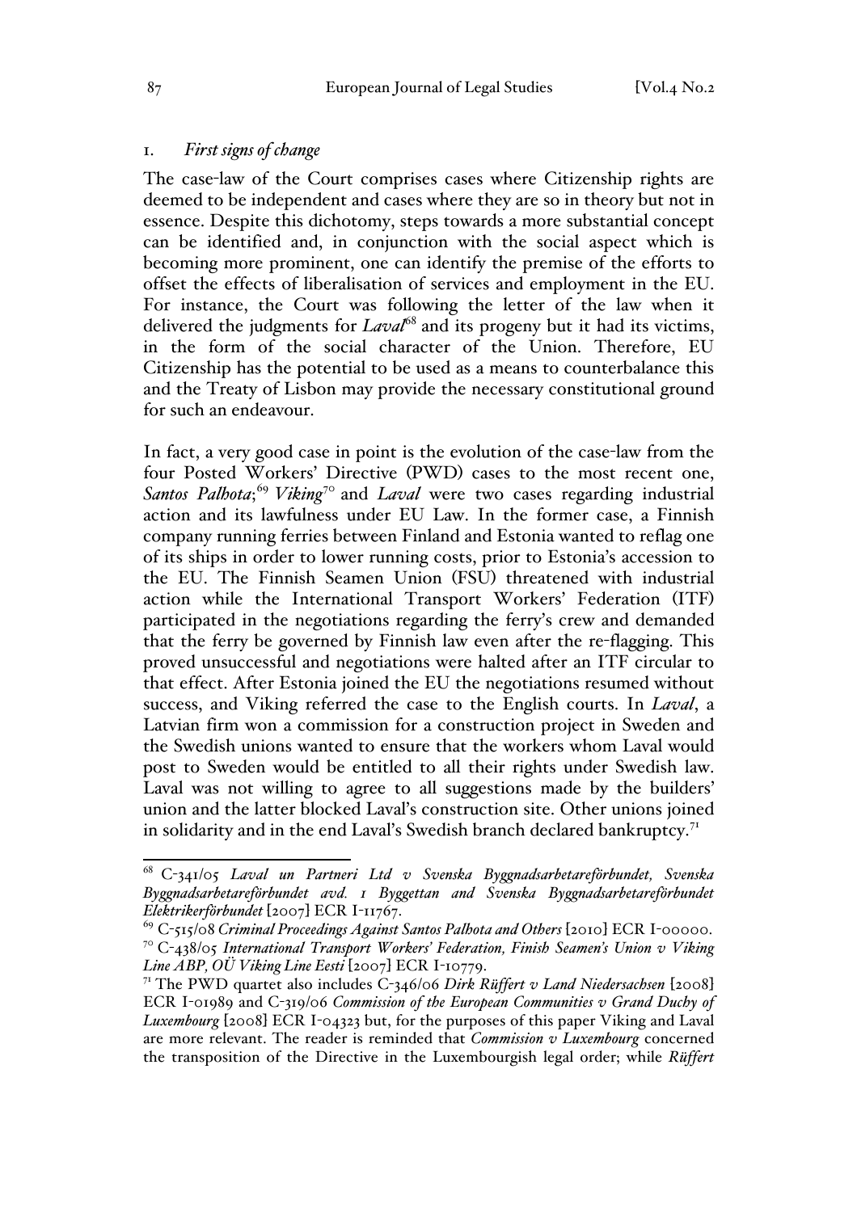### 1. *First signs of change*

The case-law of the Court comprises cases where Citizenship rights are deemed to be independent and cases where they are so in theory but not in essence. Despite this dichotomy, steps towards a more substantial concept can be identified and, in conjunction with the social aspect which is becoming more prominent, one can identify the premise of the efforts to offset the effects of liberalisation of services and employment in the EU. For instance, the Court was following the letter of the law when it delivered the judgments for *Laval*[68] and its progeny but it had its victims, in the form of the social character of the Union. Therefore, EU Citizenship has the potential to be used as a means to counterbalance this and the Treaty of Lisbon may provide the necessary constitutional ground for such an endeavour.

In fact, a very good case in point is the evolution of the case-law from the four Posted Workers' Directive (PWD) cases to the most recent one, *Santos Palhota*;[69] *Viking*[70] and *Laval* were two cases regarding industrial action and its lawfulness under EU Law. In the former case, a Finnish company running ferries between Finland and Estonia wanted to reflag one of its ships in order to lower running costs, prior to Estonia's accession to the EU. The Finnish Seamen Union (FSU) threatened with industrial action while the International Transport Workers' Federation (ITF) participated in the negotiations regarding the ferry's crew and demanded that the ferry be governed by Finnish law even after the re-flagging. This proved unsuccessful and negotiations were halted after an ITF circular to that effect. After Estonia joined the EU the negotiations resumed without success, and Viking referred the case to the English courts. In *Laval*, a Latvian firm won a commission for a construction project in Sweden and the Swedish unions wanted to ensure that the workers whom Laval would post to Sweden would be entitled to all their rights under Swedish law. Laval was not willing to agree to all suggestions made by the builders' union and the latter blocked Laval's construction site. Other unions joined in solidarity and in the end Laval's Swedish branch declared bankruptcy.[71]

---

[68] C-341/05 *Laval un Partneri Ltd v Svenska Byggnadsarbetareförbundet, Svenska Byggnadsarbetareförbundet avd. 1 Byggettan and Svenska Byggnadsarbetareförbundet Elektrikerförbundet* [2007] ECR I-11767.

[69] C-515/08 *Criminal Proceedings Against Santos Palhota and Others* [2010] ECR I-00000.

[70] C-438/05 *International Transport Workers' Federation, Finish Seamen's Union v Viking Line ABP, OÜ Viking Line Eesti* [2007] ECR I-10779.

[71] The PWD quartet also includes C-346/06 *Dirk Rüffert v Land Niedersachsen* [2008] ECR I-01989 and C-319/06 *Commission of the European Communities v Grand Duchy of Luxembourg* [2008] ECR I-04323 but, for the purposes of this paper Viking and Laval are more relevant. The reader is reminded that *Commission v Luxembourg* concerned the transposition of the Directive in the Luxembourgish legal order; while *Rüffert*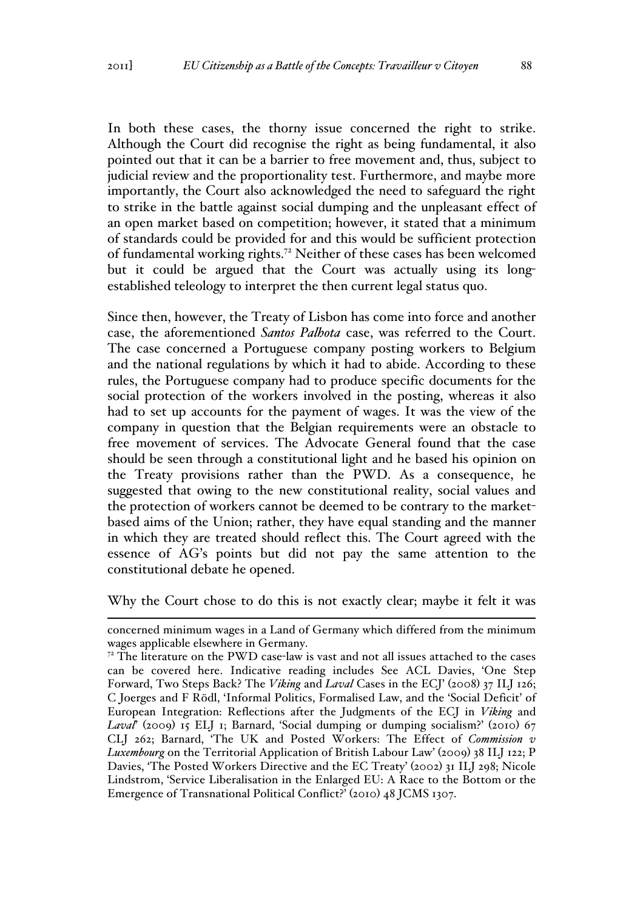In both these cases, the thorny issue concerned the right to strike. Although the Court did recognise the right as being fundamental, it also pointed out that it can be a barrier to free movement and, thus, subject to judicial review and the proportionality test. Furthermore, and maybe more importantly, the Court also acknowledged the need to safeguard the right to strike in the battle against social dumping and the unpleasant effect of an open market based on competition; however, it stated that a minimum of standards could be provided for and this would be sufficient protection of fundamental working rights.[72] Neither of these cases has been welcomed but it could be argued that the Court was actually using its long-established teleology to interpret the then current legal status quo.

Since then, however, the Treaty of Lisbon has come into force and another case, the aforementioned *Santos Palhota* case, was referred to the Court. The case concerned a Portuguese company posting workers to Belgium and the national regulations by which it had to abide. According to these rules, the Portuguese company had to produce specific documents for the social protection of the workers involved in the posting, whereas it also had to set up accounts for the payment of wages. It was the view of the company in question that the Belgian requirements were an obstacle to free movement of services. The Advocate General found that the case should be seen through a constitutional light and he based his opinion on the Treaty provisions rather than the PWD. As a consequence, he suggested that owing to the new constitutional reality, social values and the protection of workers cannot be deemed to be contrary to the market-based aims of the Union; rather, they have equal standing and the manner in which they are treated should reflect this. The Court agreed with the essence of AG's points but did not pay the same attention to the constitutional debate he opened.

Why the Court chose to do this is not exactly clear; maybe it felt it was

---

concerned minimum wages in a Land of Germany which differed from the minimum wages applicable elsewhere in Germany.

[72] The literature on the PWD case-law is vast and not all issues attached to the cases can be covered here. Indicative reading includes See ACL Davies, 'One Step Forward, Two Steps Back? The *Viking* and *Laval* Cases in the ECJ' (2008) 37 ILJ 126; C Joerges and F Rödl, 'Informal Politics, Formalised Law, and the 'Social Deficit' of European Integration: Reflections after the Judgments of the ECJ in *Viking* and *Laval*' (2009) 15 ELJ 1; Barnard, 'Social dumping or dumping socialism?' (2010) 67 CLJ 262; Barnard, 'The UK and Posted Workers: The Effect of *Commission v Luxembourg* on the Territorial Application of British Labour Law' (2009) 38 ILJ 122; P Davies, 'The Posted Workers Directive and the EC Treaty' (2002) 31 ILJ 298; Nicole Lindstrom, 'Service Liberalisation in the Enlarged EU: A Race to the Bottom or the Emergence of Transnational Political Conflict?' (2010) 48 JCMS 1307.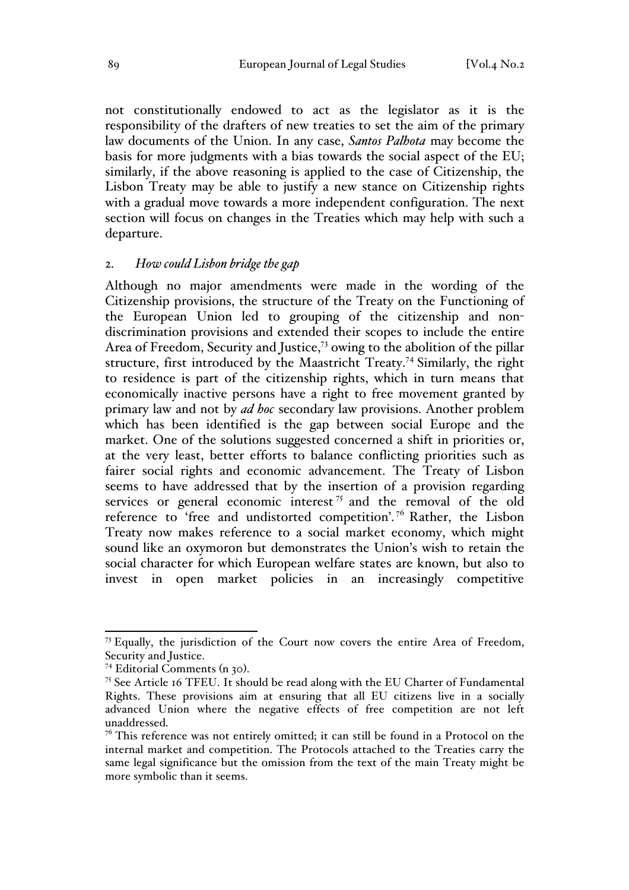not constitutionally endowed to act as the legislator as it is the responsibility of the drafters of new treaties to set the aim of the primary law documents of the Union. In any case, ***Santos Palhota*** may become the basis for more judgments with a bias towards the social aspect of the EU; similarly, if the above reasoning is applied to the case of Citizenship, the Lisbon Treaty may be able to justify a new stance on Citizenship rights with a gradual move towards a more independent configuration. The next section will focus on changes in the Treaties which may help with such a departure.

## 2. *How could Lisbon bridge the gap*

Although no major amendments were made in the wording of the Citizenship provisions, the structure of the Treaty on the Functioning of the European Union led to grouping of the citizenship and non-discrimination provisions and extended their scopes to include the entire Area of Freedom, Security and Justice,[73] owing to the abolition of the pillar structure, first introduced by the Maastricht Treaty.[74] Similarly, the right to residence is part of the citizenship rights, which in turn means that economically inactive persons have a right to free movement granted by primary law and not by *ad hoc* secondary law provisions. Another problem which has been identified is the gap between social Europe and the market. One of the solutions suggested concerned a shift in priorities or, at the very least, better efforts to balance conflicting priorities such as fairer social rights and economic advancement. The Treaty of Lisbon seems to have addressed that by the insertion of a provision regarding services or general economic interest[75] and the removal of the old reference to 'free and undistorted competition'.[76] Rather, the Lisbon Treaty now makes reference to a social market economy, which might sound like an oxymoron but demonstrates the Union's wish to retain the social character for which European welfare states are known, but also to invest in open market policies in an increasingly competitive

---

[73] Equally, the jurisdiction of the Court now covers the entire Area of Freedom, Security and Justice.

[74] Editorial Comments (n 30).

[75] See Article 16 TFEU. It should be read along with the EU Charter of Fundamental Rights. These provisions aim at ensuring that all EU citizens live in a socially advanced Union where the negative effects of free competition are not left unaddressed.

[76] This reference was not entirely omitted; it can still be found in a Protocol on the internal market and competition. The Protocols attached to the Treaties carry the same legal significance but the omission from the text of the main Treaty might be more symbolic than it seems.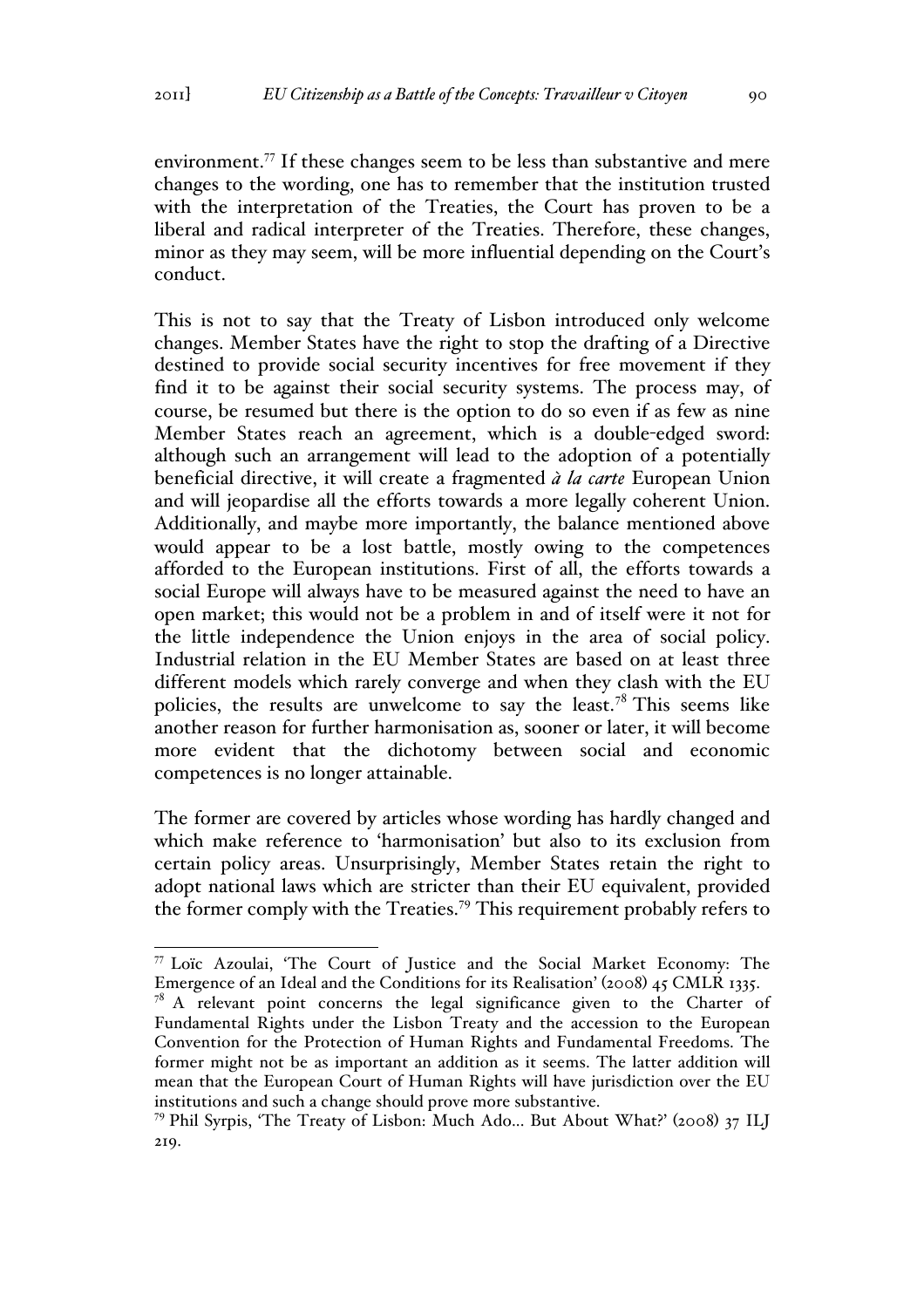environment.[77] If these changes seem to be less than substantive and mere changes to the wording, one has to remember that the institution trusted with the interpretation of the Treaties, the Court has proven to be a liberal and radical interpreter of the Treaties. Therefore, these changes, minor as they may seem, will be more influential depending on the Court's conduct.

This is not to say that the Treaty of Lisbon introduced only welcome changes. Member States have the right to stop the drafting of a Directive destined to provide social security incentives for free movement if they find it to be against their social security systems. The process may, of course, be resumed but there is the option to do so even if as few as nine Member States reach an agreement, which is a double-edged sword: although such an arrangement will lead to the adoption of a potentially beneficial directive, it will create a fragmented *à la carte* European Union and will jeopardise all the efforts towards a more legally coherent Union. Additionally, and maybe more importantly, the balance mentioned above would appear to be a lost battle, mostly owing to the competences afforded to the European institutions. First of all, the efforts towards a social Europe will always have to be measured against the need to have an open market; this would not be a problem in and of itself were it not for the little independence the Union enjoys in the area of social policy. Industrial relation in the EU Member States are based on at least three different models which rarely converge and when they clash with the EU policies, the results are unwelcome to say the least.[78] This seems like another reason for further harmonisation as, sooner or later, it will become more evident that the dichotomy between social and economic competences is no longer attainable.

The former are covered by articles whose wording has hardly changed and which make reference to 'harmonisation' but also to its exclusion from certain policy areas. Unsurprisingly, Member States retain the right to adopt national laws which are stricter than their EU equivalent, provided the former comply with the Treaties.[79] This requirement probably refers to

---

[77] Loïc Azoulai, 'The Court of Justice and the Social Market Economy: The Emergence of an Ideal and the Conditions for its Realisation' (2008) 45 CMLR 1335.

[78] A relevant point concerns the legal significance given to the Charter of Fundamental Rights under the Lisbon Treaty and the accession to the European Convention for the Protection of Human Rights and Fundamental Freedoms. The former might not be as important an addition as it seems. The latter addition will mean that the European Court of Human Rights will have jurisdiction over the EU institutions and such a change should prove more substantive.

[79] Phil Syrpis, 'The Treaty of Lisbon: Much Ado... But About What?' (2008) 37 ILJ 219.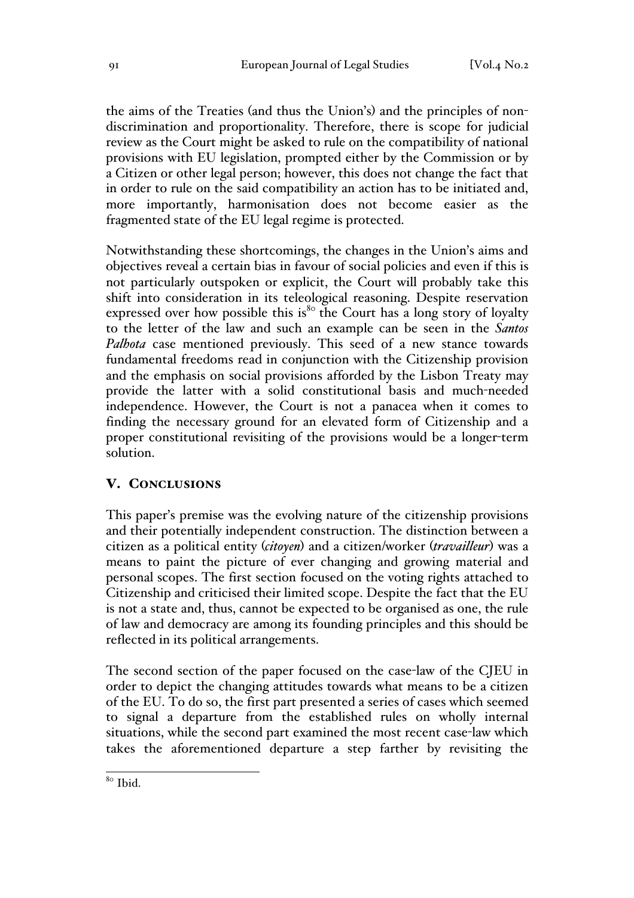the aims of the Treaties (and thus the Union's) and the principles of non-discrimination and proportionality. Therefore, there is scope for judicial review as the Court might be asked to rule on the compatibility of national provisions with EU legislation, prompted either by the Commission or by a Citizen or other legal person; however, this does not change the fact that in order to rule on the said compatibility an action has to be initiated and, more importantly, harmonisation does not become easier as the fragmented state of the EU legal regime is protected.

Notwithstanding these shortcomings, the changes in the Union's aims and objectives reveal a certain bias in favour of social policies and even if this is not particularly outspoken or explicit, the Court will probably take this shift into consideration in its teleological reasoning. Despite reservation expressed over how possible this is[80] the Court has a long story of loyalty to the letter of the law and such an example can be seen in the *Santos Palhota* case mentioned previously. This seed of a new stance towards fundamental freedoms read in conjunction with the Citizenship provision and the emphasis on social provisions afforded by the Lisbon Treaty may provide the latter with a solid constitutional basis and much-needed independence. However, the Court is not a panacea when it comes to finding the necessary ground for an elevated form of Citizenship and a proper constitutional revisiting of the provisions would be a longer-term solution.

## V. Conclusions

This paper's premise was the evolving nature of the citizenship provisions and their potentially independent construction. The distinction between a citizen as a political entity (*citoyen*) and a citizen/worker (*travailleur*) was a means to paint the picture of ever changing and growing material and personal scopes. The first section focused on the voting rights attached to Citizenship and criticised their limited scope. Despite the fact that the EU is not a state and, thus, cannot be expected to be organised as one, the rule of law and democracy are among its founding principles and this should be reflected in its political arrangements.

The second section of the paper focused on the case-law of the CJEU in order to depict the changing attitudes towards what means to be a citizen of the EU. To do so, the first part presented a series of cases which seemed to signal a departure from the established rules on wholly internal situations, while the second part examined the most recent case-law which takes the aforementioned departure a step farther by revisiting the

[80] Ibid.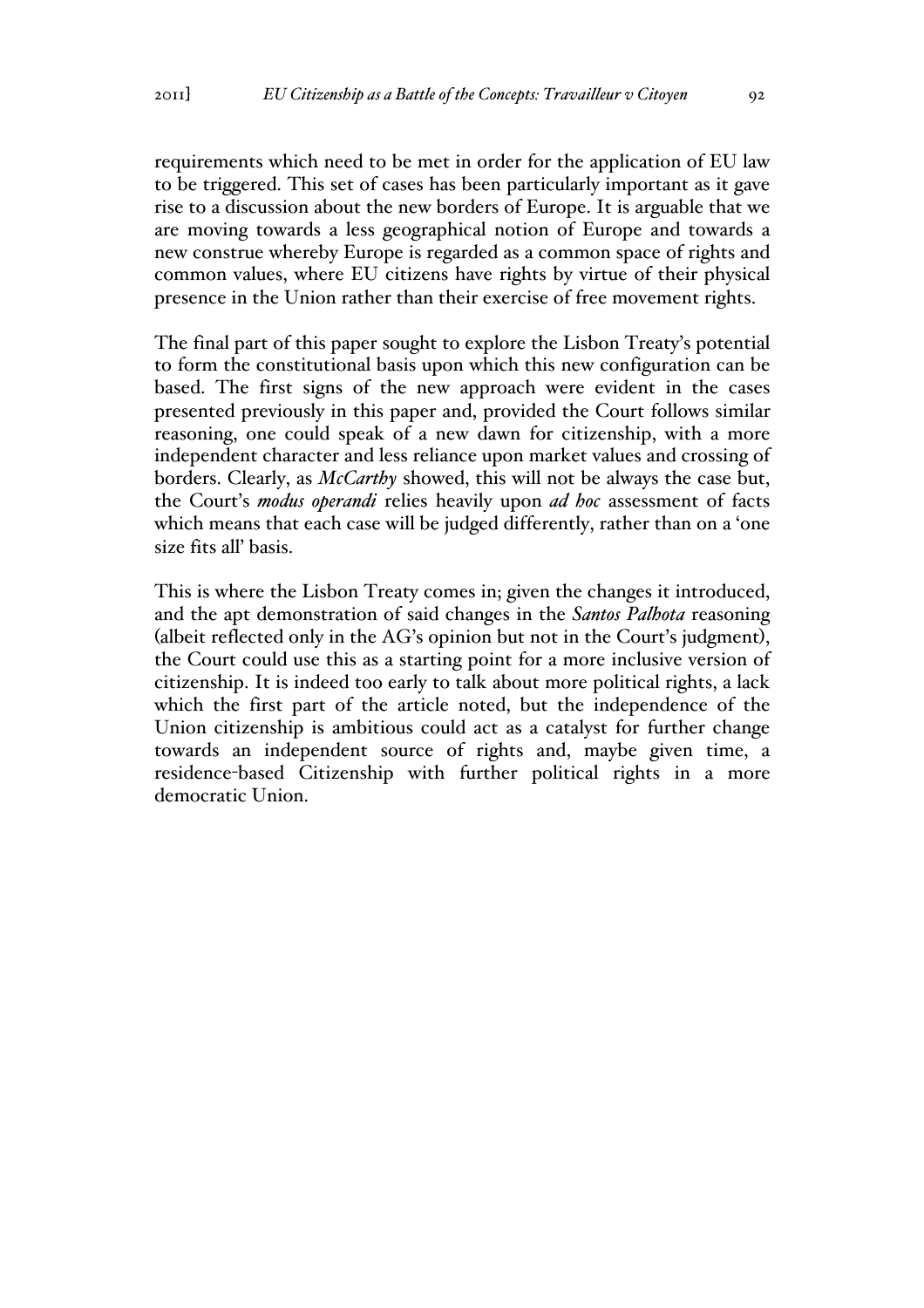requirements which need to be met in order for the application of EU law to be triggered. This set of cases has been particularly important as it gave rise to a discussion about the new borders of Europe. It is arguable that we are moving towards a less geographical notion of Europe and towards a new construe whereby Europe is regarded as a common space of rights and common values, where EU citizens have rights by virtue of their physical presence in the Union rather than their exercise of free movement rights.

The final part of this paper sought to explore the Lisbon Treaty's potential to form the constitutional basis upon which this new configuration can be based. The first signs of the new approach were evident in the cases presented previously in this paper and, provided the Court follows similar reasoning, one could speak of a new dawn for citizenship, with a more independent character and less reliance upon market values and crossing of borders. Clearly, as *McCarthy* showed, this will not be always the case but, the Court's *modus operandi* relies heavily upon *ad hoc* assessment of facts which means that each case will be judged differently, rather than on a 'one size fits all' basis.

This is where the Lisbon Treaty comes in; given the changes it introduced, and the apt demonstration of said changes in the *Santos Palhota* reasoning (albeit reflected only in the AG's opinion but not in the Court's judgment), the Court could use this as a starting point for a more inclusive version of citizenship. It is indeed too early to talk about more political rights, a lack which the first part of the article noted, but the independence of the Union citizenship is ambitious could act as a catalyst for further change towards an independent source of rights and, maybe given time, a residence-based Citizenship with further political rights in a more democratic Union.